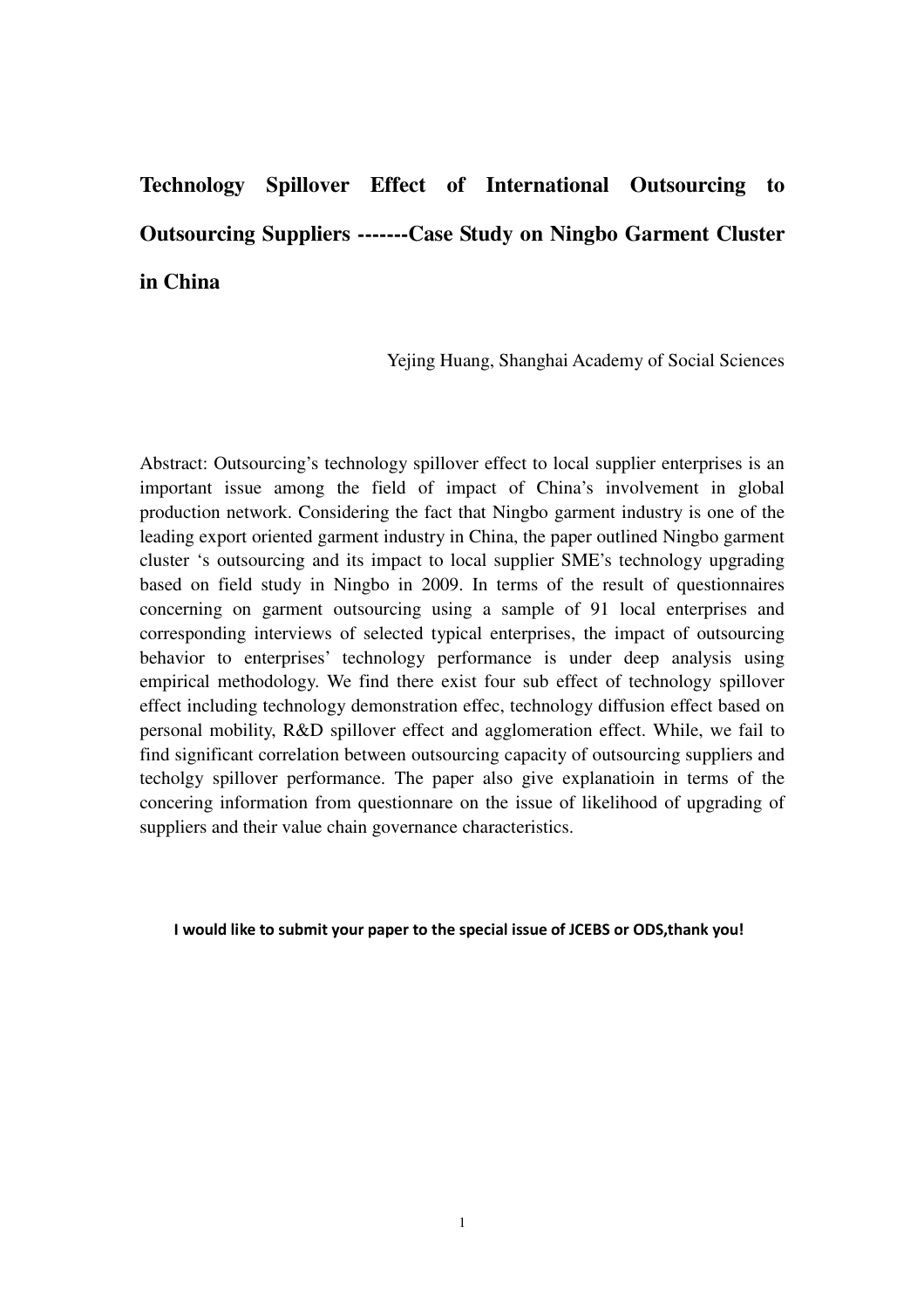# Technology Spillover Effect of International Outsourcing to Outsourcing Suppliers -------Case Study on Ningbo Garment Cluster in China

Yejing Huang, Shanghai Academy of Social Sciences

Abstract: Outsourcing's technology spillover effect to local supplier enterprises is an important issue among the field of impact of China's involvement in global production network. Considering the fact that Ningbo garment industry is one of the leading export oriented garment industry in China, the paper outlined Ningbo garment cluster 's outsourcing and its impact to local supplier SME's technology upgrading based on field study in Ningbo in 2009. In terms of the result of questionnaires concerning on garment outsourcing using a sample of 91 local enterprises and corresponding interviews of selected typical enterprises, the impact of outsourcing behavior to enterprises' technology performance is under deep analysis using empirical methodology. We find there exist four sub effect of technology spillover effect including technology demonstration effec, technology diffusion effect based on personal mobility, R&D spillover effect and agglomeration effect. While, we fail to find significant correlation between outsourcing capacity of outsourcing suppliers and techolgy spillover performance. The paper also give explanatioin in terms of the concering information from questionnare on the issue of likelihood of upgrading of suppliers and their value chain governance characteristics.

**I would like to submit your paper to the special issue of JCEBS or ODS,thank you!**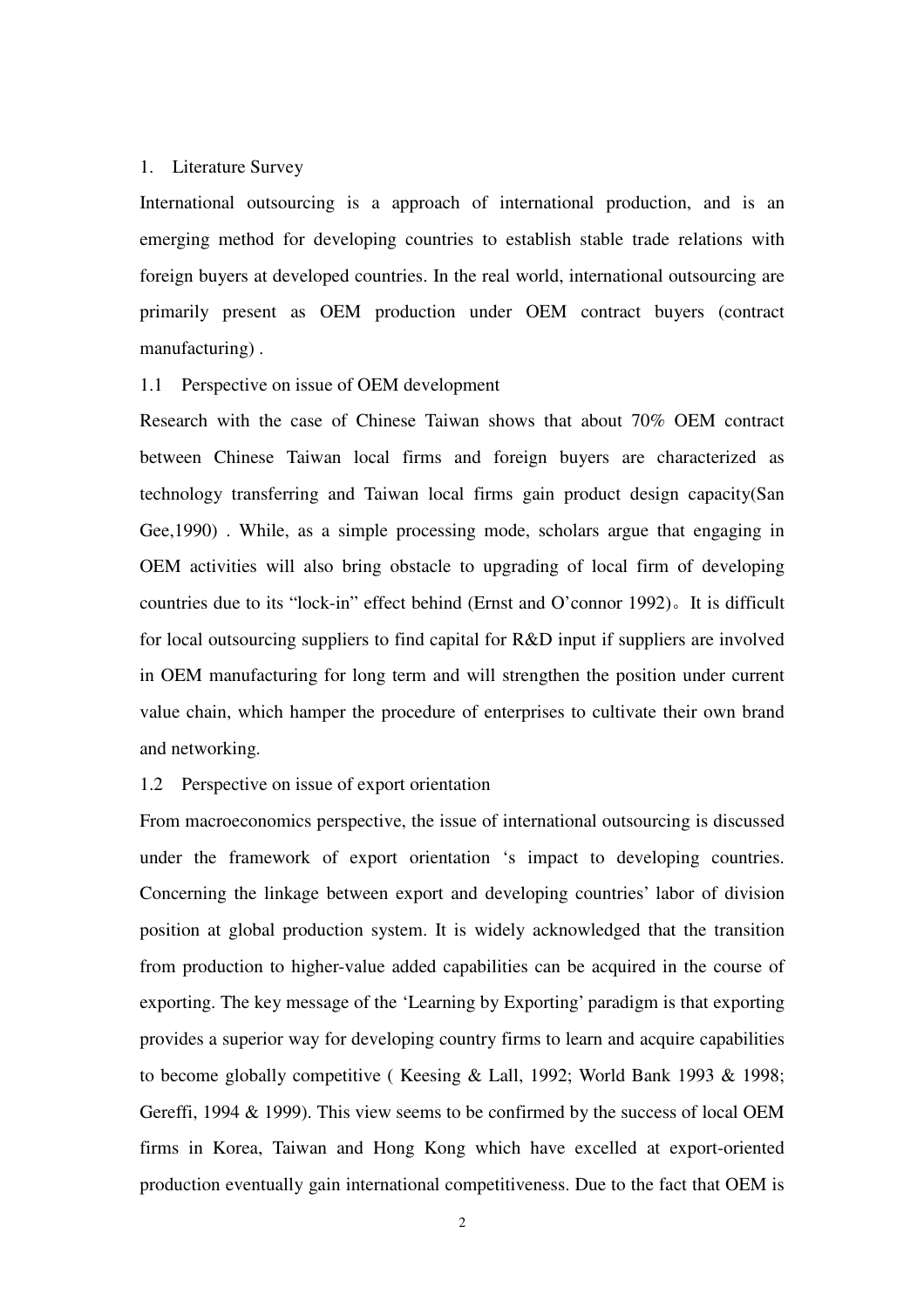## 1. Literature Survey

International outsourcing is a approach of international production, and is an emerging method for developing countries to establish stable trade relations with foreign buyers at developed countries. In the real world, international outsourcing are primarily present as OEM production under OEM contract buyers (contract manufacturing) .

### 1.1 Perspective on issue of OEM development

Research with the case of Chinese Taiwan shows that about 70% OEM contract between Chinese Taiwan local firms and foreign buyers are characterized as technology transferring and Taiwan local firms gain product design capacity(San Gee,1990) . While, as a simple processing mode, scholars argue that engaging in OEM activities will also bring obstacle to upgrading of local firm of developing countries due to its "lock-in" effect behind (Ernst and O'connor 1992)。It is difficult for local outsourcing suppliers to find capital for R&D input if suppliers are involved in OEM manufacturing for long term and will strengthen the position under current value chain, which hamper the procedure of enterprises to cultivate their own brand and networking.

### 1.2 Perspective on issue of export orientation

From macroeconomics perspective, the issue of international outsourcing is discussed under the framework of export orientation 's impact to developing countries. Concerning the linkage between export and developing countries' labor of division position at global production system. It is widely acknowledged that the transition from production to higher-value added capabilities can be acquired in the course of exporting. The key message of the 'Learning by Exporting' paradigm is that exporting provides a superior way for developing country firms to learn and acquire capabilities to become globally competitive ( Keesing & Lall, 1992; World Bank 1993 & 1998; Gereffi, 1994 & 1999). This view seems to be confirmed by the success of local OEM firms in Korea, Taiwan and Hong Kong which have excelled at export-oriented production eventually gain international competitiveness. Due to the fact that OEM is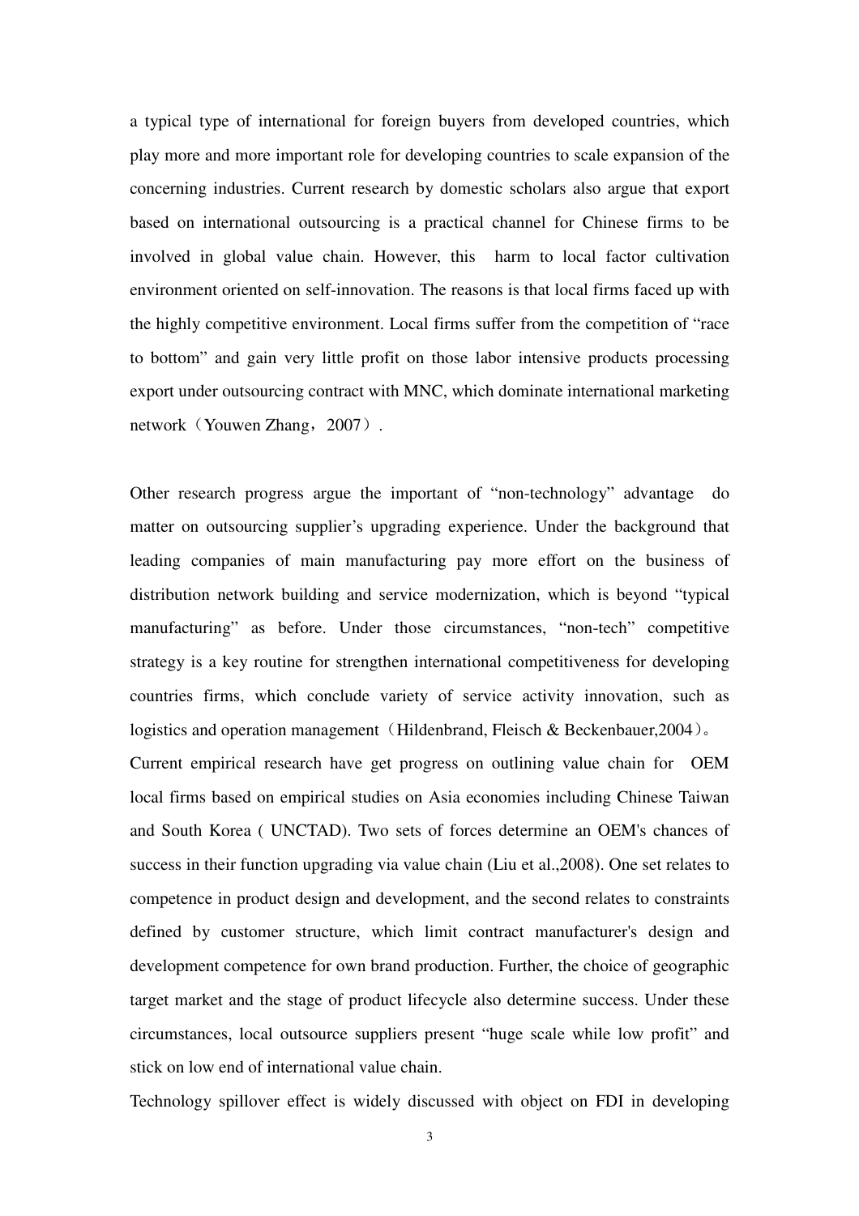a typical type of international for foreign buyers from developed countries, which play more and more important role for developing countries to scale expansion of the concerning industries. Current research by domestic scholars also argue that export based on international outsourcing is a practical channel for Chinese firms to be involved in global value chain. However, this harm to local factor cultivation environment oriented on self-innovation. The reasons is that local firms faced up with the highly competitive environment. Local firms suffer from the competition of "race to bottom" and gain very little profit on those labor intensive products processing export under outsourcing contract with MNC, which dominate international marketing network（Youwen Zhang，2007）.

Other research progress argue the important of "non-technology" advantage do matter on outsourcing supplier's upgrading experience. Under the background that leading companies of main manufacturing pay more effort on the business of distribution network building and service modernization, which is beyond "typical manufacturing" as before. Under those circumstances, "non-tech" competitive strategy is a key routine for strengthen international competitiveness for developing countries firms, which conclude variety of service activity innovation, such as logistics and operation management（Hildenbrand, Fleisch & Beckenbauer,2004）。

Current empirical research have get progress on outlining value chain for OEM local firms based on empirical studies on Asia economies including Chinese Taiwan and South Korea ( UNCTAD). Two sets of forces determine an OEM's chances of success in their function upgrading via value chain (Liu et al.,2008). One set relates to competence in product design and development, and the second relates to constraints defined by customer structure, which limit contract manufacturer's design and development competence for own brand production. Further, the choice of geographic target market and the stage of product lifecycle also determine success. Under these circumstances, local outsource suppliers present "huge scale while low profit" and stick on low end of international value chain.

Technology spillover effect is widely discussed with object on FDI in developing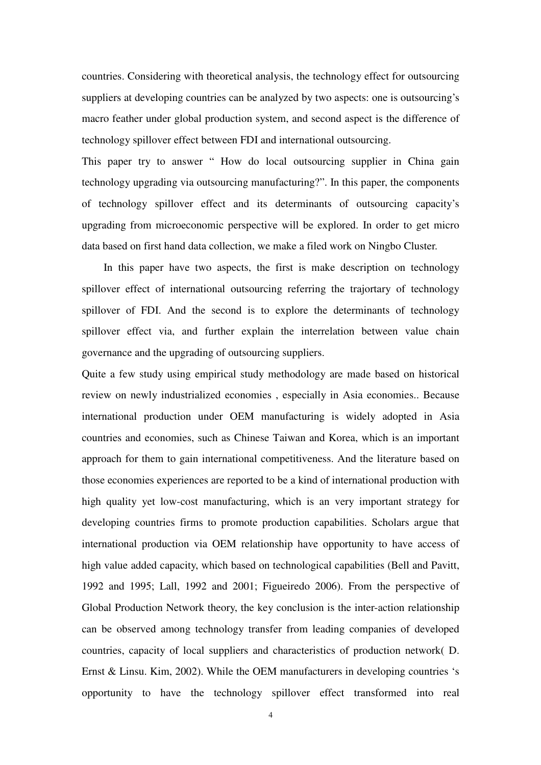countries. Considering with theoretical analysis, the technology effect for outsourcing suppliers at developing countries can be analyzed by two aspects: one is outsourcing's macro feather under global production system, and second aspect is the difference of technology spillover effect between FDI and international outsourcing.

This paper try to answer " How do local outsourcing supplier in China gain technology upgrading via outsourcing manufacturing?". In this paper, the components of technology spillover effect and its determinants of outsourcing capacity's upgrading from microeconomic perspective will be explored. In order to get micro data based on first hand data collection, we make a filed work on Ningbo Cluster.

In this paper have two aspects, the first is make description on technology spillover effect of international outsourcing referring the trajortary of technology spillover of FDI. And the second is to explore the determinants of technology spillover effect via, and further explain the interrelation between value chain governance and the upgrading of outsourcing suppliers.

Quite a few study using empirical study methodology are made based on historical review on newly industrialized economies , especially in Asia economies.. Because international production under OEM manufacturing is widely adopted in Asia countries and economies, such as Chinese Taiwan and Korea, which is an important approach for them to gain international competitiveness. And the literature based on those economies experiences are reported to be a kind of international production with high quality yet low-cost manufacturing, which is an very important strategy for developing countries firms to promote production capabilities. Scholars argue that international production via OEM relationship have opportunity to have access of high value added capacity, which based on technological capabilities (Bell and Pavitt, 1992 and 1995; Lall, 1992 and 2001; Figueiredo 2006). From the perspective of Global Production Network theory, the key conclusion is the inter-action relationship can be observed among technology transfer from leading companies of developed countries, capacity of local suppliers and characteristics of production network( D. Ernst & Linsu. Kim, 2002). While the OEM manufacturers in developing countries 's opportunity to have the technology spillover effect transformed into real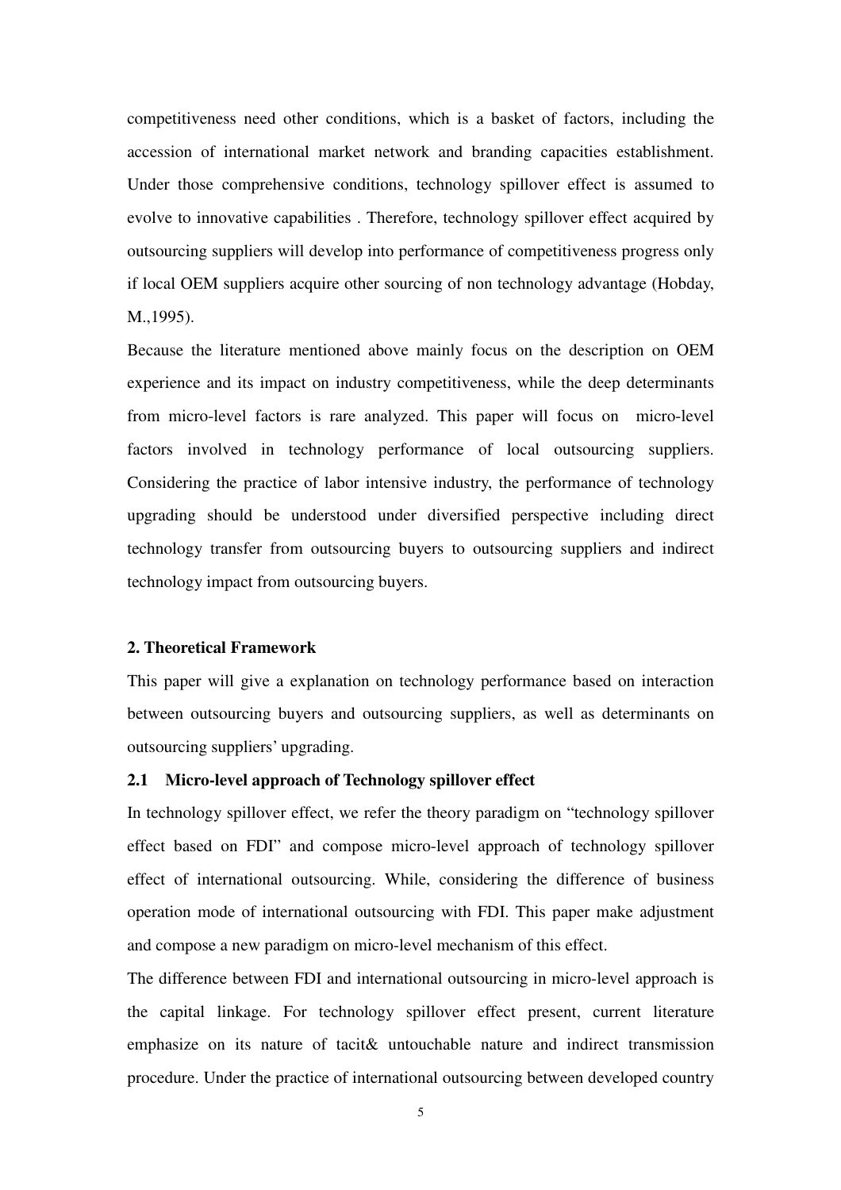competitiveness need other conditions, which is a basket of factors, including the accession of international market network and branding capacities establishment. Under those comprehensive conditions, technology spillover effect is assumed to evolve to innovative capabilities . Therefore, technology spillover effect acquired by outsourcing suppliers will develop into performance of competitiveness progress only if local OEM suppliers acquire other sourcing of non technology advantage (Hobday, M.,1995).

Because the literature mentioned above mainly focus on the description on OEM experience and its impact on industry competitiveness, while the deep determinants from micro-level factors is rare analyzed. This paper will focus on micro-level factors involved in technology performance of local outsourcing suppliers. Considering the practice of labor intensive industry, the performance of technology upgrading should be understood under diversified perspective including direct technology transfer from outsourcing buyers to outsourcing suppliers and indirect technology impact from outsourcing buyers.

## 2. Theoretical Framework

This paper will give a explanation on technology performance based on interaction between outsourcing buyers and outsourcing suppliers, as well as determinants on outsourcing suppliers' upgrading.

### 2.1 Micro-level approach of Technology spillover effect

In technology spillover effect, we refer the theory paradigm on "technology spillover effect based on FDI" and compose micro-level approach of technology spillover effect of international outsourcing. While, considering the difference of business operation mode of international outsourcing with FDI. This paper make adjustment and compose a new paradigm on micro-level mechanism of this effect.

The difference between FDI and international outsourcing in micro-level approach is the capital linkage. For technology spillover effect present, current literature emphasize on its nature of tacit& untouchable nature and indirect transmission procedure. Under the practice of international outsourcing between developed country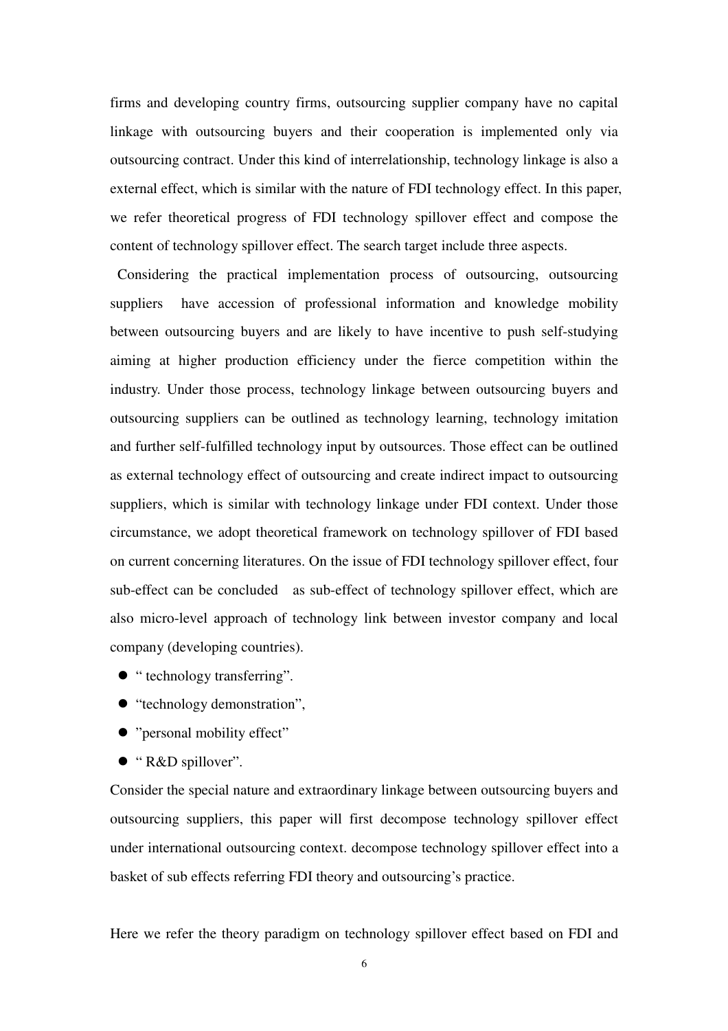firms and developing country firms, outsourcing supplier company have no capital linkage with outsourcing buyers and their cooperation is implemented only via outsourcing contract. Under this kind of interrelationship, technology linkage is also a external effect, which is similar with the nature of FDI technology effect. In this paper, we refer theoretical progress of FDI technology spillover effect and compose the content of technology spillover effect. The search target include three aspects.

Considering the practical implementation process of outsourcing, outsourcing suppliers have accession of professional information and knowledge mobility between outsourcing buyers and are likely to have incentive to push self-studying aiming at higher production efficiency under the fierce competition within the industry. Under those process, technology linkage between outsourcing buyers and outsourcing suppliers can be outlined as technology learning, technology imitation and further self-fulfilled technology input by outsources. Those effect can be outlined as external technology effect of outsourcing and create indirect impact to outsourcing suppliers, which is similar with technology linkage under FDI context. Under those circumstance, we adopt theoretical framework on technology spillover of FDI based on current concerning literatures. On the issue of FDI technology spillover effect, four sub-effect can be concluded as sub-effect of technology spillover effect, which are also micro-level approach of technology link between investor company and local company (developing countries).

- " technology transferring".
- "technology demonstration",
- "personal mobility effect"
- " R&D spillover".

Consider the special nature and extraordinary linkage between outsourcing buyers and outsourcing suppliers, this paper will first decompose technology spillover effect under international outsourcing context. decompose technology spillover effect into a basket of sub effects referring FDI theory and outsourcing's practice.

Here we refer the theory paradigm on technology spillover effect based on FDI and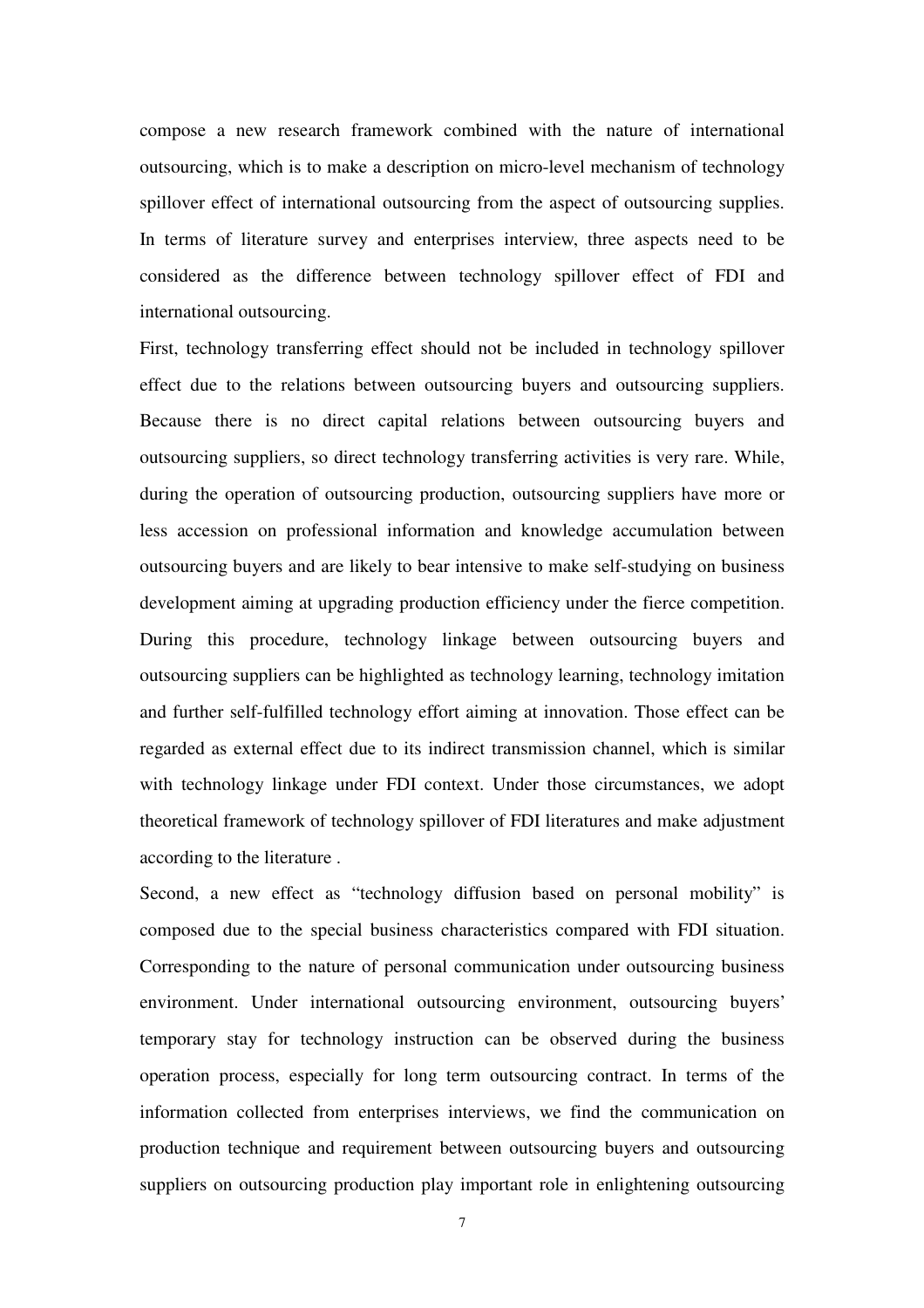compose a new research framework combined with the nature of international outsourcing, which is to make a description on micro-level mechanism of technology spillover effect of international outsourcing from the aspect of outsourcing supplies. In terms of literature survey and enterprises interview, three aspects need to be considered as the difference between technology spillover effect of FDI and international outsourcing.

First, technology transferring effect should not be included in technology spillover effect due to the relations between outsourcing buyers and outsourcing suppliers. Because there is no direct capital relations between outsourcing buyers and outsourcing suppliers, so direct technology transferring activities is very rare. While, during the operation of outsourcing production, outsourcing suppliers have more or less accession on professional information and knowledge accumulation between outsourcing buyers and are likely to bear intensive to make self-studying on business development aiming at upgrading production efficiency under the fierce competition. During this procedure, technology linkage between outsourcing buyers and outsourcing suppliers can be highlighted as technology learning, technology imitation and further self-fulfilled technology effort aiming at innovation. Those effect can be regarded as external effect due to its indirect transmission channel, which is similar with technology linkage under FDI context. Under those circumstances, we adopt theoretical framework of technology spillover of FDI literatures and make adjustment according to the literature .

Second, a new effect as "technology diffusion based on personal mobility" is composed due to the special business characteristics compared with FDI situation. Corresponding to the nature of personal communication under outsourcing business environment. Under international outsourcing environment, outsourcing buyers' temporary stay for technology instruction can be observed during the business operation process, especially for long term outsourcing contract. In terms of the information collected from enterprises interviews, we find the communication on production technique and requirement between outsourcing buyers and outsourcing suppliers on outsourcing production play important role in enlightening outsourcing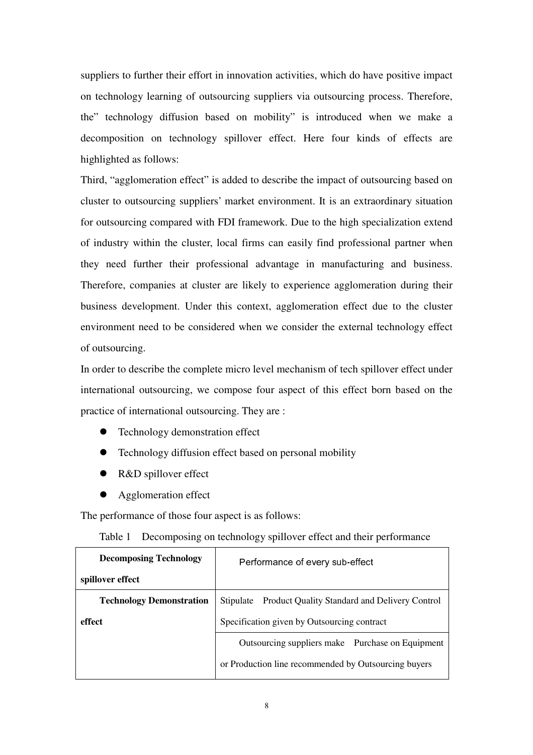suppliers to further their effort in innovation activities, which do have positive impact on technology learning of outsourcing suppliers via outsourcing process. Therefore, the" technology diffusion based on mobility" is introduced when we make a decomposition on technology spillover effect. Here four kinds of effects are highlighted as follows:

Third, "agglomeration effect" is added to describe the impact of outsourcing based on cluster to outsourcing suppliers' market environment. It is an extraordinary situation for outsourcing compared with FDI framework. Due to the high specialization extend of industry within the cluster, local firms can easily find professional partner when they need further their professional advantage in manufacturing and business. Therefore, companies at cluster are likely to experience agglomeration during their business development. Under this context, agglomeration effect due to the cluster environment need to be considered when we consider the external technology effect of outsourcing.

In order to describe the complete micro level mechanism of tech spillover effect under international outsourcing, we compose four aspect of this effect born based on the practice of international outsourcing. They are :

- Technology demonstration effect
- Technology diffusion effect based on personal mobility
- R&D spillover effect
- Agglomeration effect

The performance of those four aspect is as follows:

Table 1 Decomposing on technology spillover effect and their performance

| **Decomposing Technology spillover effect** | Performance of every sub-effect |
|---|---|
| **Technology Demonstration effect** | Stipulate Product Quality Standard and Delivery Control Specification given by Outsourcing contract |
| | Outsourcing suppliers make Purchase on Equipment or Production line recommended by Outsourcing buyers |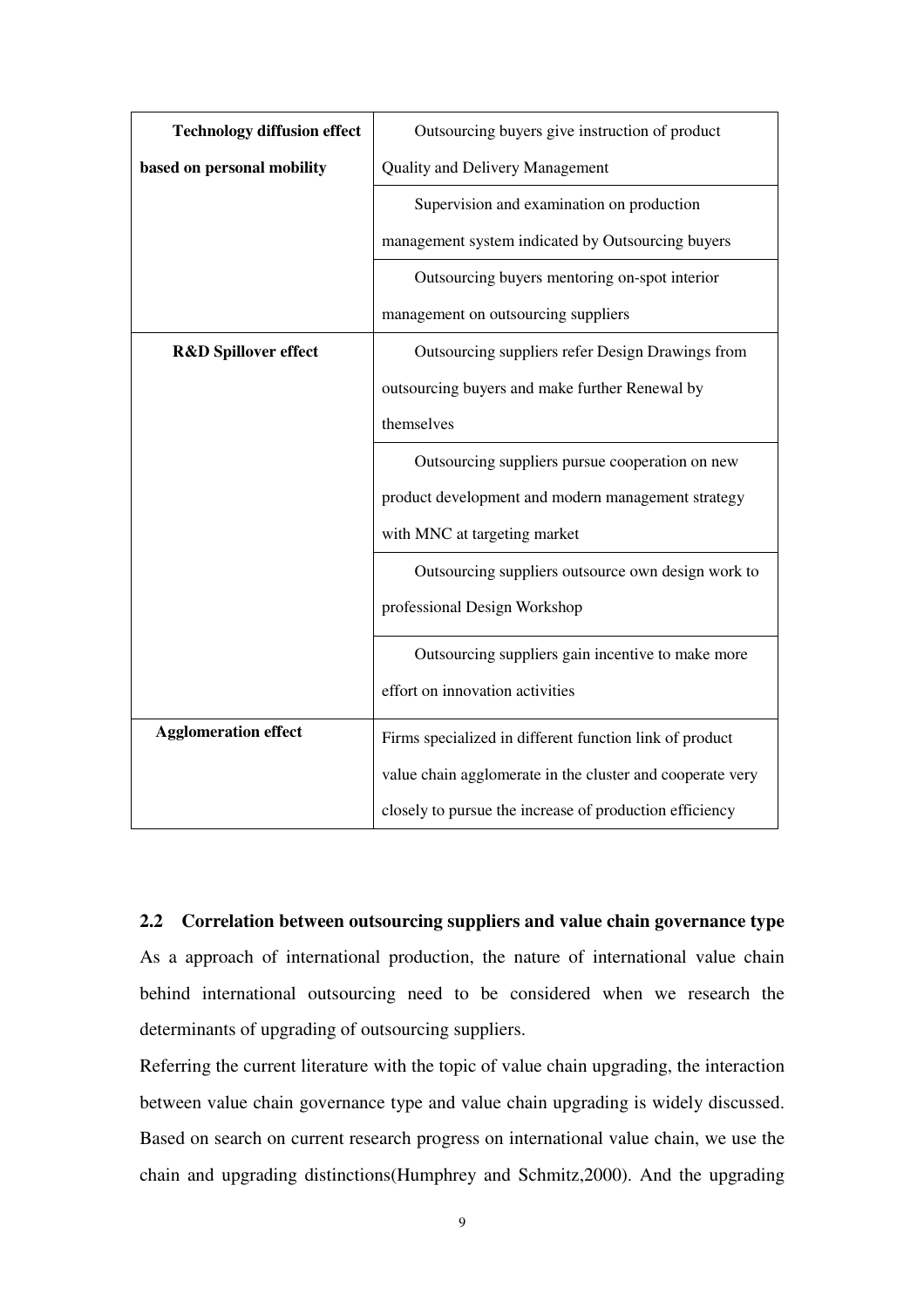| | |
|---|---|
| **Technology diffusion effect based on personal mobility** | Outsourcing buyers give instruction of product Quality and Delivery Management |
| | Supervision and examination on production management system indicated by Outsourcing buyers |
| | Outsourcing buyers mentoring on-spot interior management on outsourcing suppliers |
| **R&D Spillover effect** | Outsourcing suppliers refer Design Drawings from outsourcing buyers and make further Renewal by themselves |
| | Outsourcing suppliers pursue cooperation on new product development and modern management strategy with MNC at targeting market |
| | Outsourcing suppliers outsource own design work to professional Design Workshop |
| | Outsourcing suppliers gain incentive to make more effort on innovation activities |
| **Agglomeration effect** | Firms specialized in different function link of product value chain agglomerate in the cluster and cooperate very closely to pursue the increase of production efficiency |

## 2.2 Correlation between outsourcing suppliers and value chain governance type

As a approach of international production, the nature of international value chain behind international outsourcing need to be considered when we research the determinants of upgrading of outsourcing suppliers.

Referring the current literature with the topic of value chain upgrading, the interaction between value chain governance type and value chain upgrading is widely discussed. Based on search on current research progress on international value chain, we use the chain and upgrading distinctions(Humphrey and Schmitz,2000). And the upgrading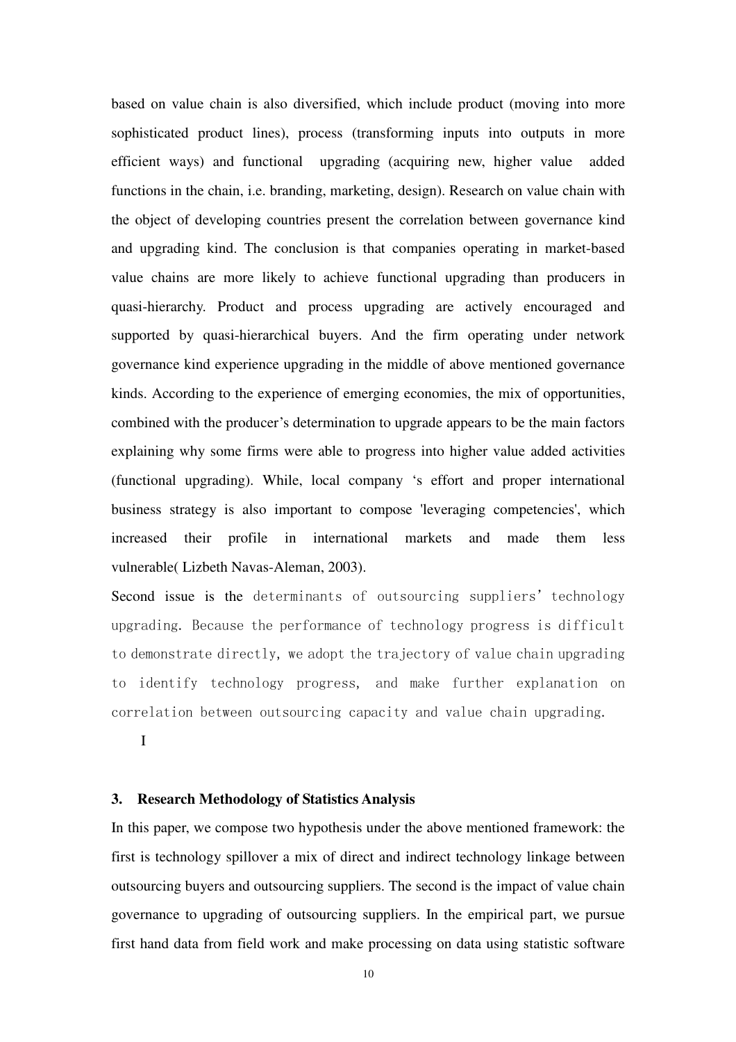based on value chain is also diversified, which include product (moving into more sophisticated product lines), process (transforming inputs into outputs in more efficient ways) and functional upgrading (acquiring new, higher value added functions in the chain, i.e. branding, marketing, design). Research on value chain with the object of developing countries present the correlation between governance kind and upgrading kind. The conclusion is that companies operating in market-based value chains are more likely to achieve functional upgrading than producers in quasi-hierarchy. Product and process upgrading are actively encouraged and supported by quasi-hierarchical buyers. And the firm operating under network governance kind experience upgrading in the middle of above mentioned governance kinds. According to the experience of emerging economies, the mix of opportunities, combined with the producer's determination to upgrade appears to be the main factors explaining why some firms were able to progress into higher value added activities (functional upgrading). While, local company 's effort and proper international business strategy is also important to compose 'leveraging competencies', which increased their profile in international markets and made them less vulnerable( Lizbeth Navas-Aleman, 2003).

Second issue is the determinants of outsourcing suppliers' technology upgrading. Because the performance of technology progress is difficult to demonstrate directly, we adopt the trajectory of value chain upgrading to identify technology progress, and make further explanation on correlation between outsourcing capacity and value chain upgrading.

I

### 3. Research Methodology of Statistics Analysis

In this paper, we compose two hypothesis under the above mentioned framework: the first is technology spillover a mix of direct and indirect technology linkage between outsourcing buyers and outsourcing suppliers. The second is the impact of value chain governance to upgrading of outsourcing suppliers. In the empirical part, we pursue first hand data from field work and make processing on data using statistic software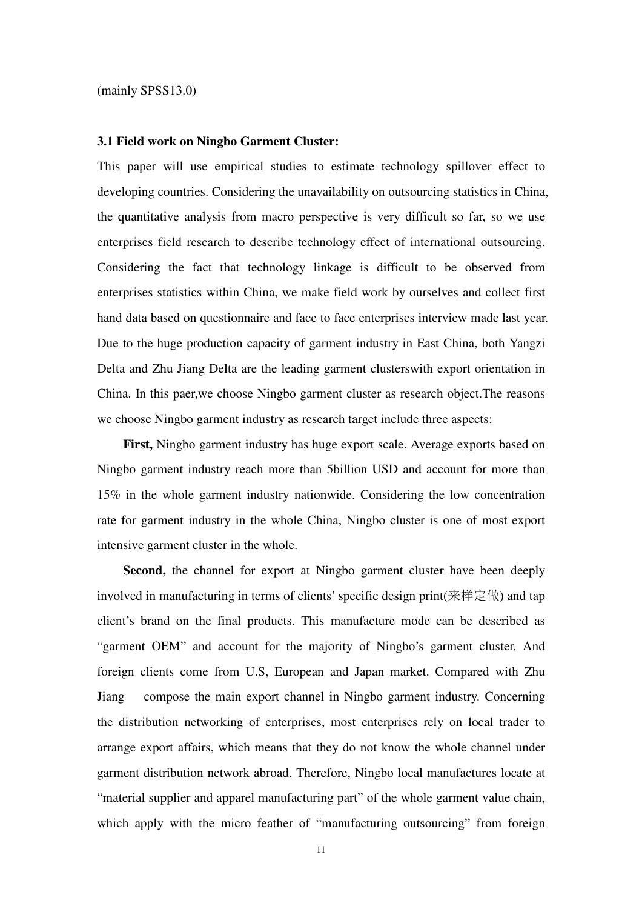(mainly SPSS13.0)

**3.1 Field work on Ningbo Garment Cluster:**

This paper will use empirical studies to estimate technology spillover effect to developing countries. Considering the unavailability on outsourcing statistics in China, the quantitative analysis from macro perspective is very difficult so far, so we use enterprises field research to describe technology effect of international outsourcing. Considering the fact that technology linkage is difficult to be observed from enterprises statistics within China, we make field work by ourselves and collect first hand data based on questionnaire and face to face enterprises interview made last year. Due to the huge production capacity of garment industry in East China, both Yangzi Delta and Zhu Jiang Delta are the leading garment clusterswith export orientation in China. In this paer,we choose Ningbo garment cluster as research object.The reasons we choose Ningbo garment industry as research target include three aspects:

**First,** Ningbo garment industry has huge export scale. Average exports based on Ningbo garment industry reach more than 5billion USD and account for more than 15% in the whole garment industry nationwide. Considering the low concentration rate for garment industry in the whole China, Ningbo cluster is one of most export intensive garment cluster in the whole.

**Second,** the channel for export at Ningbo garment cluster have been deeply involved in manufacturing in terms of clients' specific design print(来样定做) and tap client's brand on the final products. This manufacture mode can be described as "garment OEM" and account for the majority of Ningbo's garment cluster. And foreign clients come from U.S, European and Japan market. Compared with Zhu Jiang compose the main export channel in Ningbo garment industry. Concerning the distribution networking of enterprises, most enterprises rely on local trader to arrange export affairs, which means that they do not know the whole channel under garment distribution network abroad. Therefore, Ningbo local manufactures locate at "material supplier and apparel manufacturing part" of the whole garment value chain, which apply with the micro feather of "manufacturing outsourcing" from foreign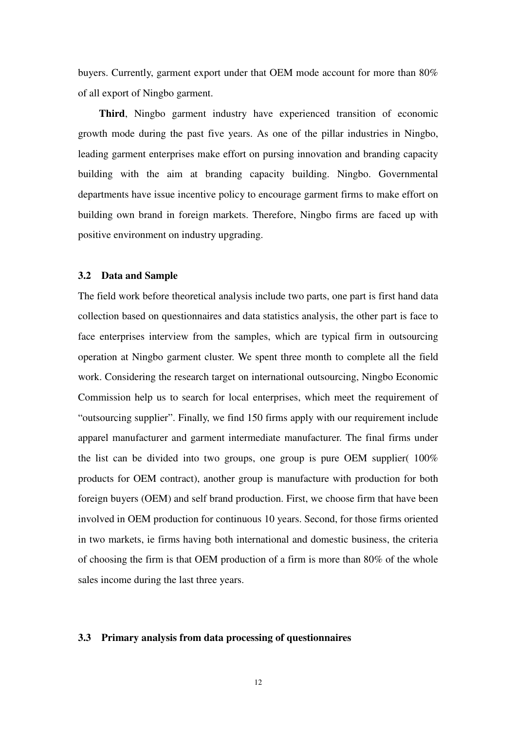buyers. Currently, garment export under that OEM mode account for more than 80% of all export of Ningbo garment.

**Third**, Ningbo garment industry have experienced transition of economic growth mode during the past five years. As one of the pillar industries in Ningbo, leading garment enterprises make effort on pursing innovation and branding capacity building with the aim at branding capacity building. Ningbo. Governmental departments have issue incentive policy to encourage garment firms to make effort on building own brand in foreign markets. Therefore, Ningbo firms are faced up with positive environment on industry upgrading.

### 3.2 Data and Sample

The field work before theoretical analysis include two parts, one part is first hand data collection based on questionnaires and data statistics analysis, the other part is face to face enterprises interview from the samples, which are typical firm in outsourcing operation at Ningbo garment cluster. We spent three month to complete all the field work. Considering the research target on international outsourcing, Ningbo Economic Commission help us to search for local enterprises, which meet the requirement of "outsourcing supplier". Finally, we find 150 firms apply with our requirement include apparel manufacturer and garment intermediate manufacturer. The final firms under the list can be divided into two groups, one group is pure OEM supplier( 100% products for OEM contract), another group is manufacture with production for both foreign buyers (OEM) and self brand production. First, we choose firm that have been involved in OEM production for continuous 10 years. Second, for those firms oriented in two markets, ie firms having both international and domestic business, the criteria of choosing the firm is that OEM production of a firm is more than 80% of the whole sales income during the last three years.

### 3.3 Primary analysis from data processing of questionnaires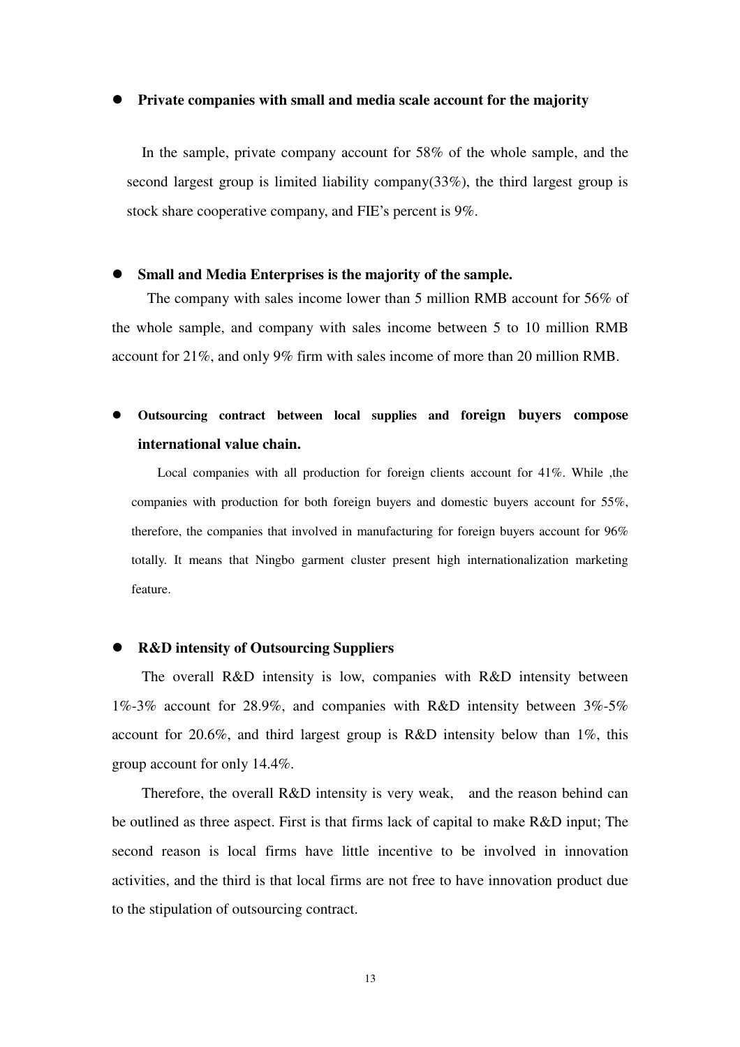- **Private companies with small and media scale account for the majority**

In the sample, private company account for 58% of the whole sample, and the second largest group is limited liability company(33%), the third largest group is stock share cooperative company, and FIE's percent is 9%.

- **Small and Media Enterprises is the majority of the sample.**

The company with sales income lower than 5 million RMB account for 56% of the whole sample, and company with sales income between 5 to 10 million RMB account for 21%, and only 9% firm with sales income of more than 20 million RMB.

- **Outsourcing contract between local supplies and foreign buyers compose international value chain.**

Local companies with all production for foreign clients account for 41%. While ,the companies with production for both foreign buyers and domestic buyers account for 55%, therefore, the companies that involved in manufacturing for foreign buyers account for 96% totally. It means that Ningbo garment cluster present high internationalization marketing feature.

- **R&D intensity of Outsourcing Suppliers**

The overall R&D intensity is low, companies with R&D intensity between 1%-3% account for 28.9%, and companies with R&D intensity between 3%-5% account for 20.6%, and third largest group is R&D intensity below than 1%, this group account for only 14.4%.

Therefore, the overall R&D intensity is very weak, and the reason behind can be outlined as three aspect. First is that firms lack of capital to make R&D input; The second reason is local firms have little incentive to be involved in innovation activities, and the third is that local firms are not free to have innovation product due to the stipulation of outsourcing contract.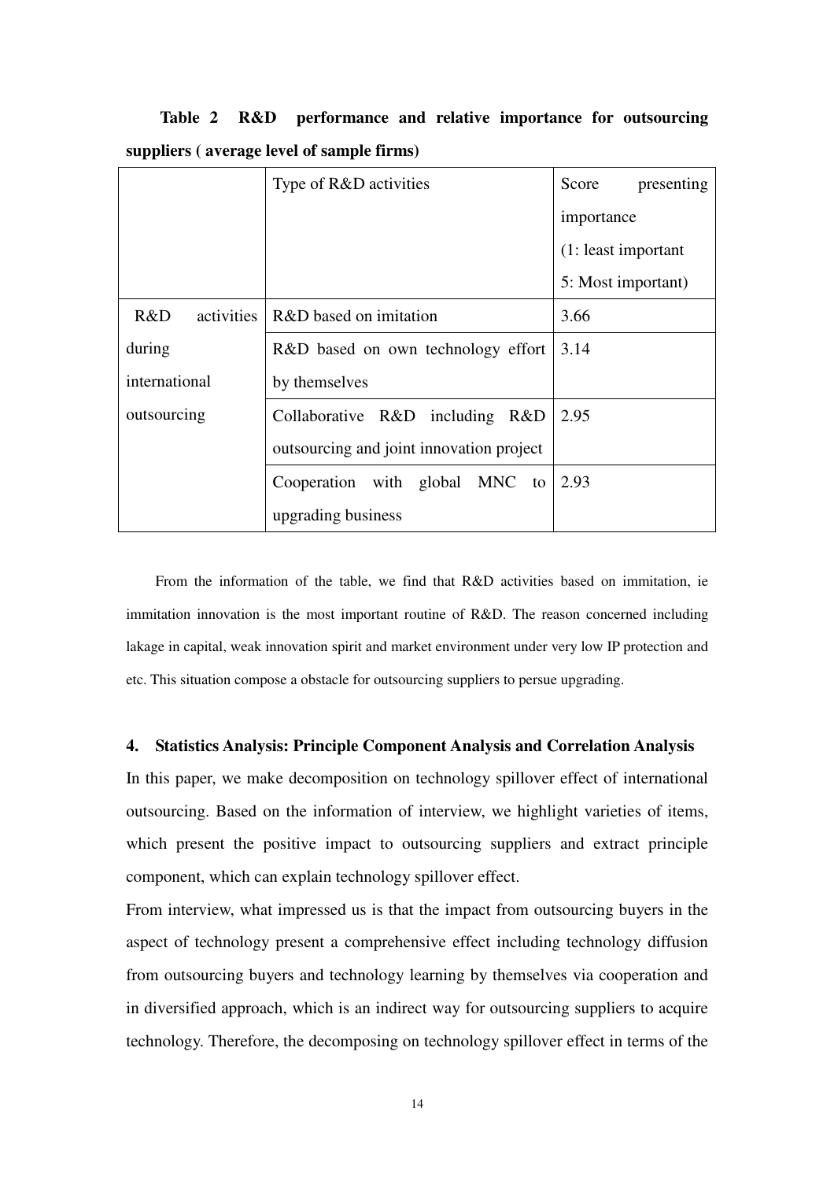**Table 2 R&D performance and relative importance for outsourcing suppliers ( average level of sample firms)**

| | Type of R&D activities | Score presenting importance (1: least important 5: Most important) |
|---|---|---|
| R&D activities during international outsourcing | R&D based on imitation | 3.66 |
| | R&D based on own technology effort by themselves | 3.14 |
| | Collaborative R&D including R&D outsourcing and joint innovation project | 2.95 |
| | Cooperation with global MNC to upgrading business | 2.93 |

From the information of the table, we find that R&D activities based on immitation, ie immitation innovation is the most important routine of R&D. The reason concerned including lakage in capital, weak innovation spirit and market environment under very low IP protection and etc. This situation compose a obstacle for outsourcing suppliers to persue upgrading.

## 4. Statistics Analysis: Principle Component Analysis and Correlation Analysis

In this paper, we make decomposition on technology spillover effect of international outsourcing. Based on the information of interview, we highlight varieties of items, which present the positive impact to outsourcing suppliers and extract principle component, which can explain technology spillover effect.

From interview, what impressed us is that the impact from outsourcing buyers in the aspect of technology present a comprehensive effect including technology diffusion from outsourcing buyers and technology learning by themselves via cooperation and in diversified approach, which is an indirect way for outsourcing suppliers to acquire technology. Therefore, the decomposing on technology spillover effect in terms of the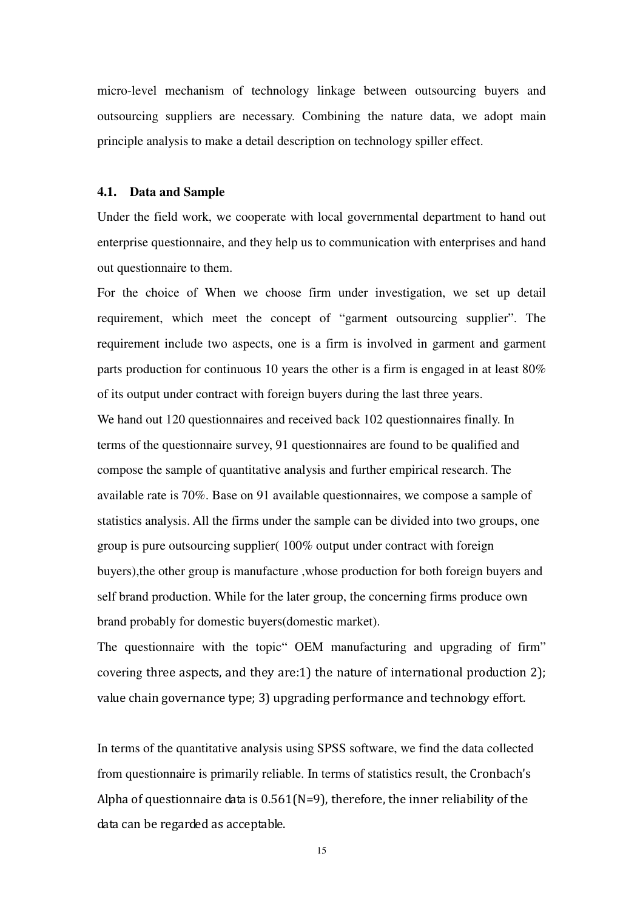micro-level mechanism of technology linkage between outsourcing buyers and outsourcing suppliers are necessary. Combining the nature data, we adopt main principle analysis to make a detail description on technology spiller effect.

### 4.1. Data and Sample

Under the field work, we cooperate with local governmental department to hand out enterprise questionnaire, and they help us to communication with enterprises and hand out questionnaire to them.

For the choice of When we choose firm under investigation, we set up detail requirement, which meet the concept of "garment outsourcing supplier". The requirement include two aspects, one is a firm is involved in garment and garment parts production for continuous 10 years the other is a firm is engaged in at least 80% of its output under contract with foreign buyers during the last three years.

We hand out 120 questionnaires and received back 102 questionnaires finally. In terms of the questionnaire survey, 91 questionnaires are found to be qualified and compose the sample of quantitative analysis and further empirical research. The available rate is 70%. Base on 91 available questionnaires, we compose a sample of statistics analysis. All the firms under the sample can be divided into two groups, one group is pure outsourcing supplier( 100% output under contract with foreign buyers),the other group is manufacture ,whose production for both foreign buyers and self brand production. While for the later group, the concerning firms produce own brand probably for domestic buyers(domestic market).

The questionnaire with the topic" OEM manufacturing and upgrading of firm" covering three aspects, and they are:1) the nature of international production 2); value chain governance type; 3) upgrading performance and technology effort.

In terms of the quantitative analysis using SPSS software, we find the data collected from questionnaire is primarily reliable. In terms of statistics result, the Cronbach's Alpha of questionnaire data is 0.561(N=9), therefore, the inner reliability of the data can be regarded as acceptable.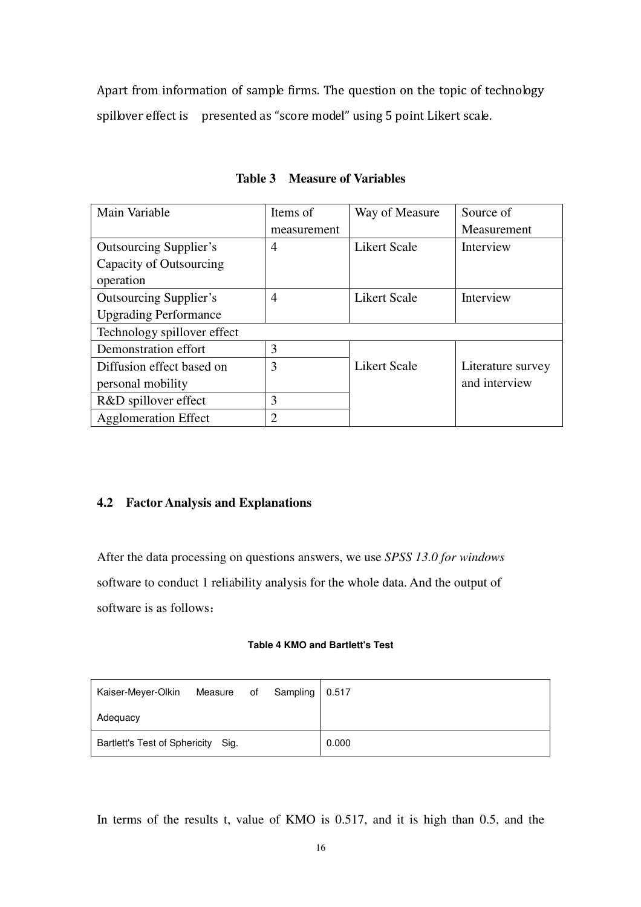Apart from information of sample firms. The question on the topic of technology spillover effect is presented as "score model" using 5 point Likert scale.

**Table 3 Measure of Variables**

| Main Variable | Items of measurement | Way of Measure | Source of Measurement |
|---|---|---|---|
| Outsourcing Supplier's Capacity of Outsourcing operation | 4 | Likert Scale | Interview |
| Outsourcing Supplier's Upgrading Performance | 4 | Likert Scale | Interview |
| Technology spillover effect | | | |
| Demonstration effort | 3 | Likert Scale | Literature survey and interview |
| Diffusion effect based on personal mobility | 3 | | |
| R&D spillover effect | 3 | | |
| Agglomeration Effect | 2 | | |

### 4.2 Factor Analysis and Explanations

After the data processing on questions answers, we use *SPSS 13.0 for windows* software to conduct 1 reliability analysis for the whole data. And the output of software is as follows：

**Table 4 KMO and Bartlett's Test**

| | |
|---|---|
| Kaiser-Meyer-Olkin Measure of Sampling Adequacy | 0.517 |
| Bartlett's Test of Sphericity Sig. | 0.000 |

In terms of the results t, value of KMO is 0.517, and it is high than 0.5, and the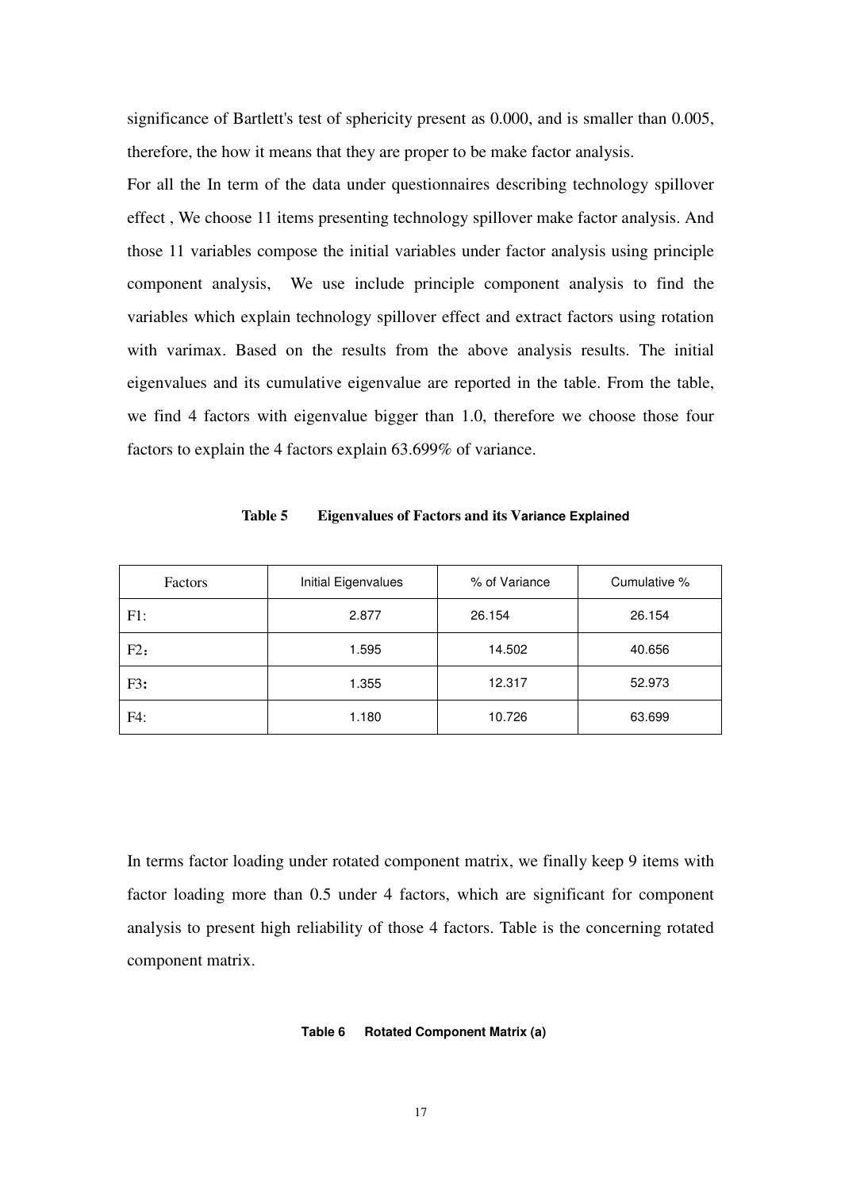significance of Bartlett's test of sphericity present as 0.000, and is smaller than 0.005, therefore, the how it means that they are proper to be make factor analysis.

For all the In term of the data under questionnaires describing technology spillover effect , We choose 11 items presenting technology spillover make factor analysis. And those 11 variables compose the initial variables under factor analysis using principle component analysis,  We use include principle component analysis to find the variables which explain technology spillover effect and extract factors using rotation with varimax. Based on the results from the above analysis results. The initial eigenvalues and its cumulative eigenvalue are reported in the table. From the table, we find 4 factors with eigenvalue bigger than 1.0, therefore we choose those four factors to explain the 4 factors explain 63.699% of variance.

**Table 5 Eigenvalues of Factors and its Variance Explained**

| Factors | Initial Eigenvalues | % of Variance | Cumulative % |
|---|---|---|---|
| F1: | 2.877 | 26.154 | 26.154 |
| F2： | 1.595 | 14.502 | 40.656 |
| F3: | 1.355 | 12.317 | 52.973 |
| F4: | 1.180 | 10.726 | 63.699 |

In terms factor loading under rotated component matrix, we finally keep 9 items with factor loading more than 0.5 under 4 factors, which are significant for component analysis to present high reliability of those 4 factors. Table is the concerning rotated component matrix.

**Table 6 Rotated Component Matrix (a)**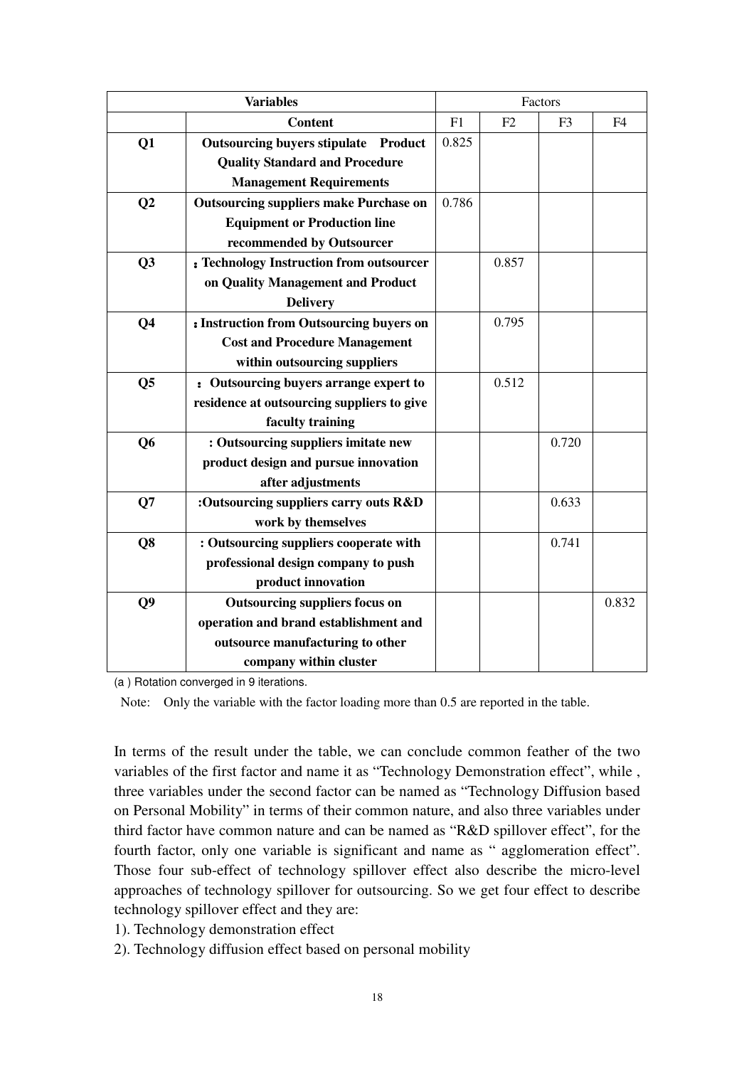| Variables | | Factors | | | |
|---|---|---|---|---|---|
| | **Content** | F1 | F2 | F3 | F4 |
| **Q1** | **Outsourcing buyers stipulate Product Quality Standard and Procedure Management Requirements** | 0.825 | | | |
| **Q2** | **Outsourcing suppliers make Purchase on Equipment or Production line recommended by Outsourcer** | 0.786 | | | |
| **Q3** | **: Technology Instruction from outsourcer on Quality Management and Product Delivery** | | 0.857 | | |
| **Q4** | **: Instruction from Outsourcing buyers on Cost and Procedure Management within outsourcing suppliers** | | 0.795 | | |
| **Q5** | **: Outsourcing buyers arrange expert to residence at outsourcing suppliers to give faculty training** | | 0.512 | | |
| **Q6** | **: Outsourcing suppliers imitate new product design and pursue innovation after adjustments** | | | 0.720 | |
| **Q7** | **:Outsourcing suppliers carry outs R&D work by themselves** | | | 0.633 | |
| **Q8** | **: Outsourcing suppliers cooperate with professional design company to push product innovation** | | | 0.741 | |
| **Q9** | **Outsourcing suppliers focus on operation and brand establishment and outsource manufacturing to other company within cluster** | | | | 0.832 |

(a ) Rotation converged in 9 iterations.

Note: Only the variable with the factor loading more than 0.5 are reported in the table.

In terms of the result under the table, we can conclude common feather of the two variables of the first factor and name it as "Technology Demonstration effect", while , three variables under the second factor can be named as "Technology Diffusion based on Personal Mobility" in terms of their common nature, and also three variables under third factor have common nature and can be named as "R&D spillover effect", for the fourth factor, only one variable is significant and name as " agglomeration effect". Those four sub-effect of technology spillover effect also describe the micro-level approaches of technology spillover for outsourcing. So we get four effect to describe technology spillover effect and they are:

1). Technology demonstration effect

2). Technology diffusion effect based on personal mobility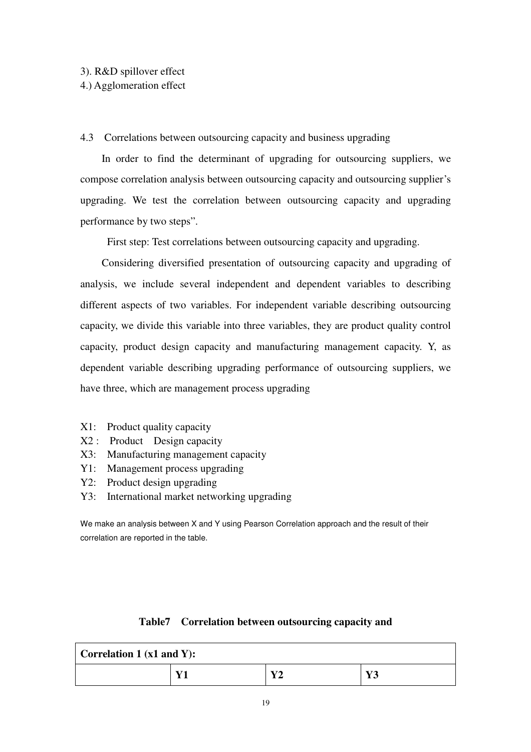3). R&D spillover effect

4.) Agglomeration effect

## 4.3 Correlations between outsourcing capacity and business upgrading

In order to find the determinant of upgrading for outsourcing suppliers, we compose correlation analysis between outsourcing capacity and outsourcing supplier's upgrading. We test the correlation between outsourcing capacity and upgrading performance by two steps".

First step: Test correlations between outsourcing capacity and upgrading.

Considering diversified presentation of outsourcing capacity and upgrading of analysis, we include several independent and dependent variables to describing different aspects of two variables. For independent variable describing outsourcing capacity, we divide this variable into three variables, they are product quality control capacity, product design capacity and manufacturing management capacity. Y, as dependent variable describing upgrading performance of outsourcing suppliers, we have three, which are management process upgrading

- X1: Product quality capacity
- X2 : Product Design capacity
- X3: Manufacturing management capacity
- Y1: Management process upgrading
- Y2: Product design upgrading
- Y3: International market networking upgrading

We make an analysis between X and Y using Pearson Correlation approach and the result of their correlation are reported in the table.

**Table7 Correlation between outsourcing capacity and**

| **Correlation 1 (x1 and Y):** | | | |
|---|---|---|---|
| | **Y1** | **Y2** | **Y3** |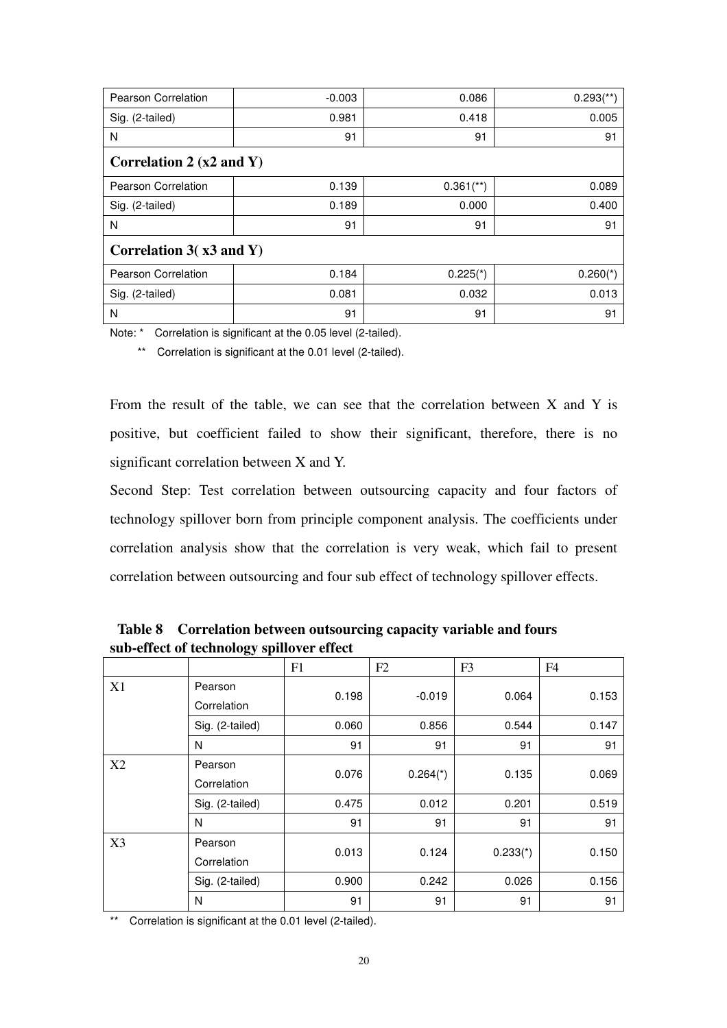| | | | |
|---|---|---|---|
| Pearson Correlation | -0.003 | 0.086 | 0.293(**) |
| Sig. (2-tailed) | 0.981 | 0.418 | 0.005 |
| N | 91 | 91 | 91 |
| **Correlation 2 (x2 and Y)** | | | |
| Pearson Correlation | 0.139 | 0.361(**) | 0.089 |
| Sig. (2-tailed) | 0.189 | 0.000 | 0.400 |
| N | 91 | 91 | 91 |
| **Correlation 3( x3 and Y)** | | | |
| Pearson Correlation | 0.184 | 0.225(*) | 0.260(*) |
| Sig. (2-tailed) | 0.081 | 0.032 | 0.013 |
| N | 91 | 91 | 91 |

Note: * Correlation is significant at the 0.05 level (2-tailed).

** Correlation is significant at the 0.01 level (2-tailed).

From the result of the table, we can see that the correlation between X and Y is positive, but coefficient failed to show their significant, therefore, there is no significant correlation between X and Y.

Second Step: Test correlation between outsourcing capacity and four factors of technology spillover born from principle component analysis. The coefficients under correlation analysis show that the correlation is very weak, which fail to present correlation between outsourcing and four sub effect of technology spillover effects.

**Table 8 Correlation between outsourcing capacity variable and fours sub-effect of technology spillover effect**

| | | F1 | F2 | F3 | F4 |
|---|---|---|---|---|---|
| X1 | Pearson Correlation | 0.198 | -0.019 | 0.064 | 0.153 |
| | Sig. (2-tailed) | 0.060 | 0.856 | 0.544 | 0.147 |
| | N | 91 | 91 | 91 | 91 |
| X2 | Pearson Correlation | 0.076 | 0.264(*) | 0.135 | 0.069 |
| | Sig. (2-tailed) | 0.475 | 0.012 | 0.201 | 0.519 |
| | N | 91 | 91 | 91 | 91 |
| X3 | Pearson Correlation | 0.013 | 0.124 | 0.233(*) | 0.150 |
| | Sig. (2-tailed) | 0.900 | 0.242 | 0.026 | 0.156 |
| | N | 91 | 91 | 91 | 91 |

** Correlation is significant at the 0.01 level (2-tailed).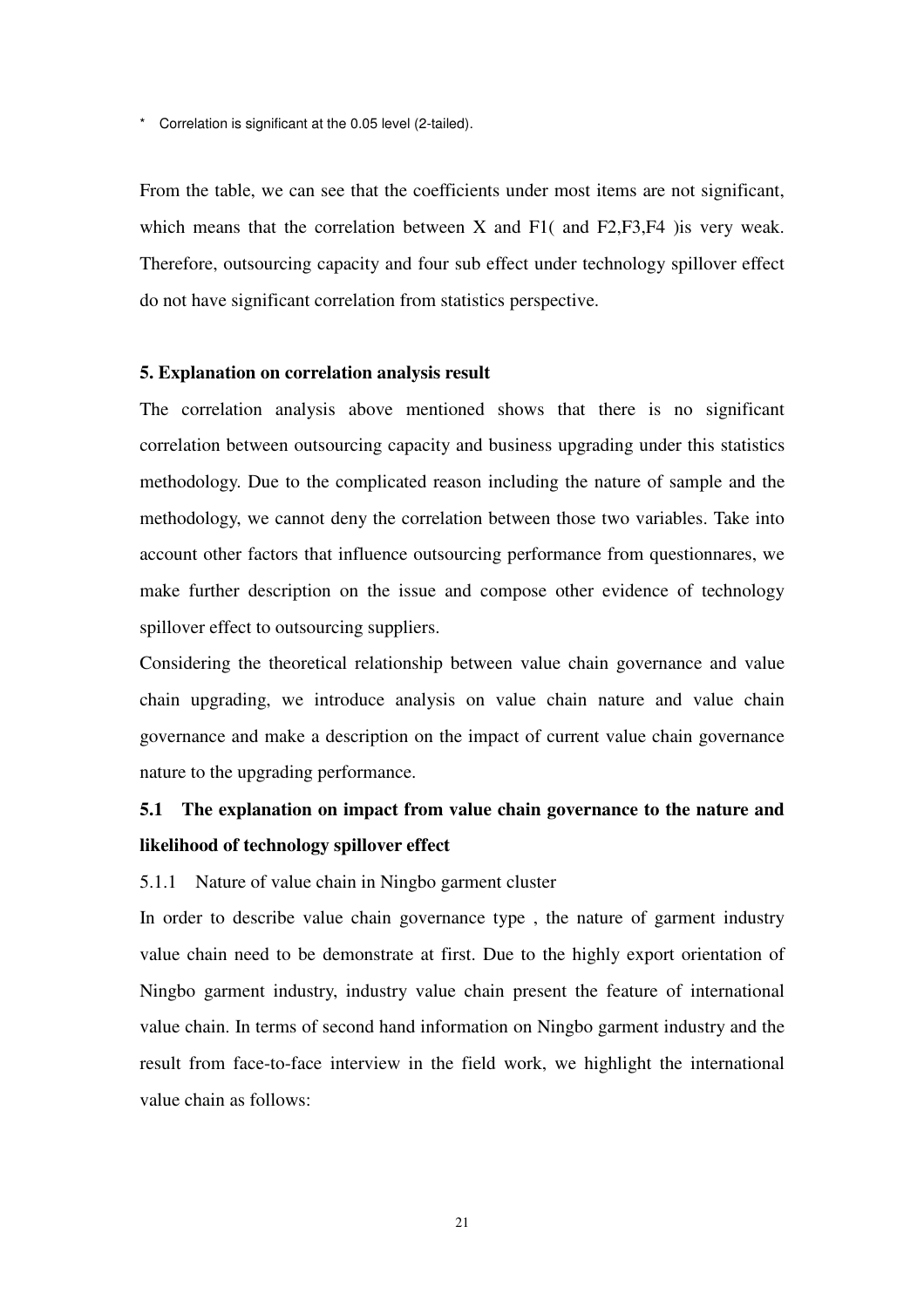* Correlation is significant at the 0.05 level (2-tailed).

From the table, we can see that the coefficients under most items are not significant, which means that the correlation between X and F1( and F2,F3,F4 )is very weak. Therefore, outsourcing capacity and four sub effect under technology spillover effect do not have significant correlation from statistics perspective.

**5. Explanation on correlation analysis result**

The correlation analysis above mentioned shows that there is no significant correlation between outsourcing capacity and business upgrading under this statistics methodology. Due to the complicated reason including the nature of sample and the methodology, we cannot deny the correlation between those two variables. Take into account other factors that influence outsourcing performance from questionnares, we make further description on the issue and compose other evidence of technology spillover effect to outsourcing suppliers.

Considering the theoretical relationship between value chain governance and value chain upgrading, we introduce analysis on value chain nature and value chain governance and make a description on the impact of current value chain governance nature to the upgrading performance.

**5.1 The explanation on impact from value chain governance to the nature and likelihood of technology spillover effect**

5.1.1 Nature of value chain in Ningbo garment cluster

In order to describe value chain governance type , the nature of garment industry value chain need to be demonstrate at first. Due to the highly export orientation of Ningbo garment industry, industry value chain present the feature of international value chain. In terms of second hand information on Ningbo garment industry and the result from face-to-face interview in the field work, we highlight the international value chain as follows: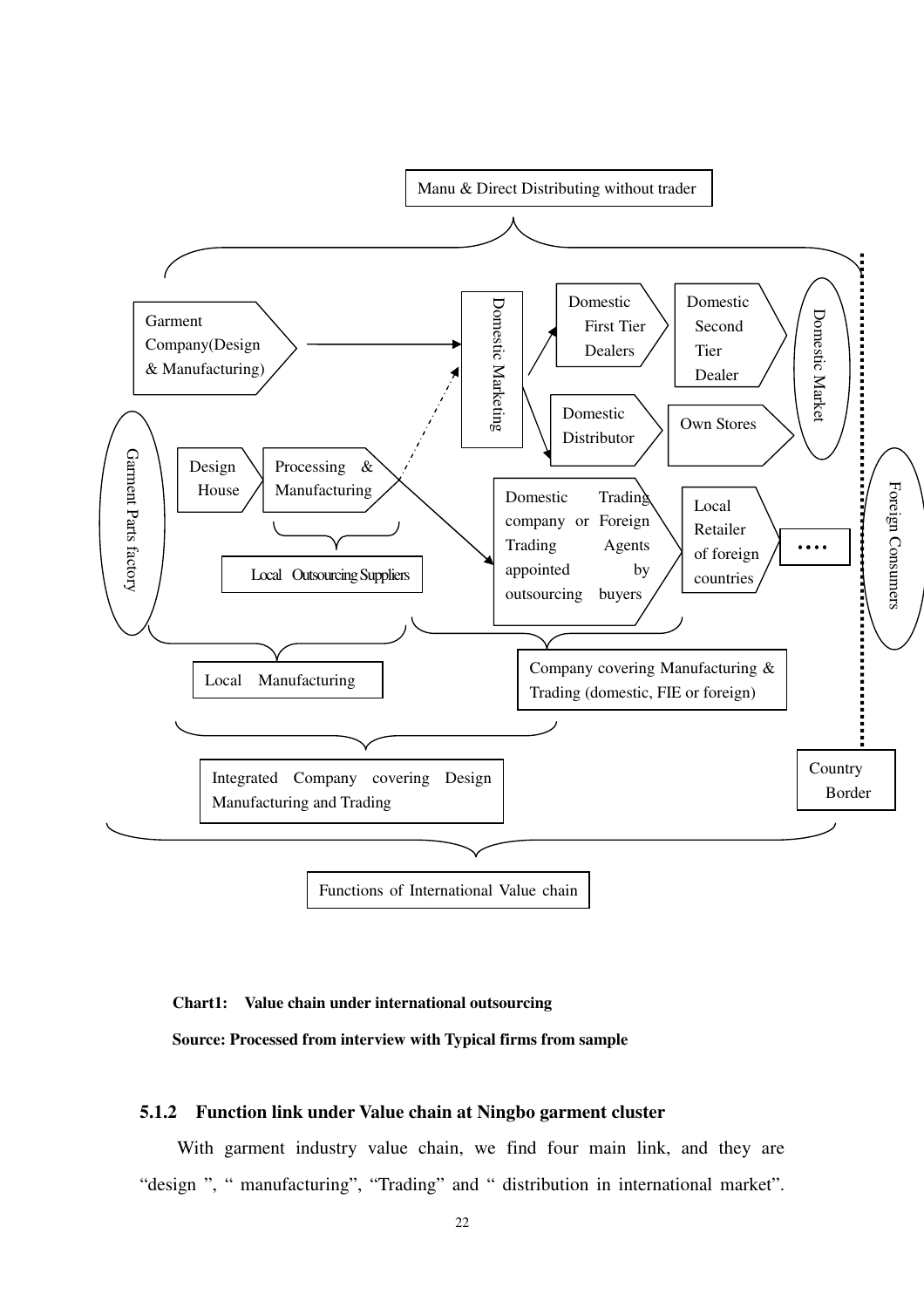Manu & Direct Distributing without trader

Garment Company(Design & Manufacturing)

Domestic Marketing

Domestic First Tier Dealers

Domestic Second Tier Dealer

Domestic Market

Domestic Distributor

Own Stores

Garment Parts factory

Design House

Processing & Manufacturing

Local Outsourcing Suppliers

Domestic Trading company or Foreign Trading Agents appointed by outsourcing buyers

Local Retailer of foreign countries

….

Foreign Consumers

Local Manufacturing

Company covering Manufacturing & Trading (domestic, FIE or foreign)

Integrated Company covering Design Manufacturing and Trading

Country Border

Functions of International Value chain

**Chart1: Value chain under international outsourcing**

**Source: Processed from interview with Typical firms from sample**

### 5.1.2 Function link under Value chain at Ningbo garment cluster

With garment industry value chain, we find four main link, and they are "design ", " manufacturing", "Trading" and " distribution in international market".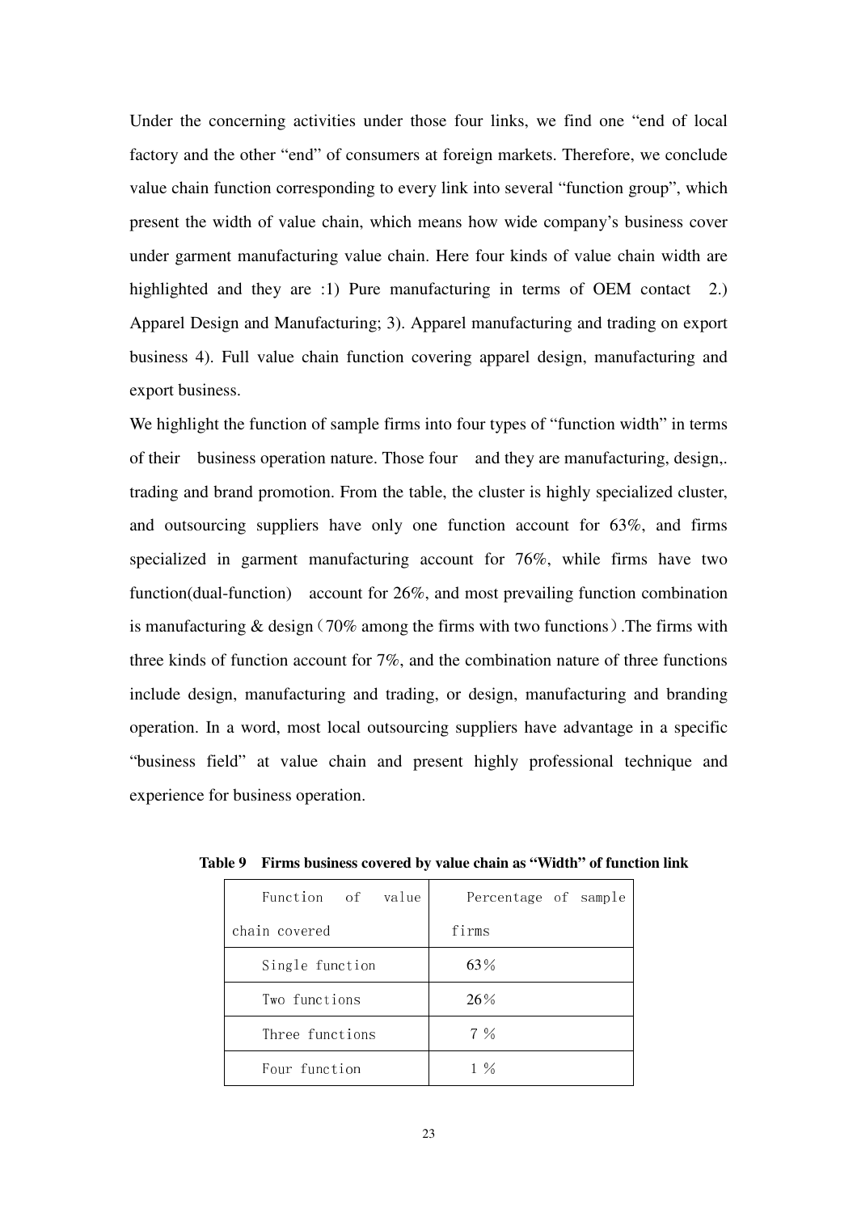Under the concerning activities under those four links, we find one "end of local factory and the other "end" of consumers at foreign markets. Therefore, we conclude value chain function corresponding to every link into several "function group", which present the width of value chain, which means how wide company's business cover under garment manufacturing value chain. Here four kinds of value chain width are highlighted and they are :1) Pure manufacturing in terms of OEM contact 2.) Apparel Design and Manufacturing; 3). Apparel manufacturing and trading on export business 4). Full value chain function covering apparel design, manufacturing and export business.

We highlight the function of sample firms into four types of "function width" in terms of their business operation nature. Those four and they are manufacturing, design,. trading and brand promotion. From the table, the cluster is highly specialized cluster, and outsourcing suppliers have only one function account for 63%, and firms specialized in garment manufacturing account for 76%, while firms have two function(dual-function) account for 26%, and most prevailing function combination is manufacturing & design（70% among the firms with two functions）.The firms with three kinds of function account for 7%, and the combination nature of three functions include design, manufacturing and trading, or design, manufacturing and branding operation. In a word, most local outsourcing suppliers have advantage in a specific "business field" at value chain and present highly professional technique and experience for business operation.

**Table 9 Firms business covered by value chain as "Width" of function link**

| Function of value chain covered | Percentage of sample firms |
|---|---|
| Single function | 63% |
| Two functions | 26% |
| Three functions | 7 % |
| Four function | 1 % |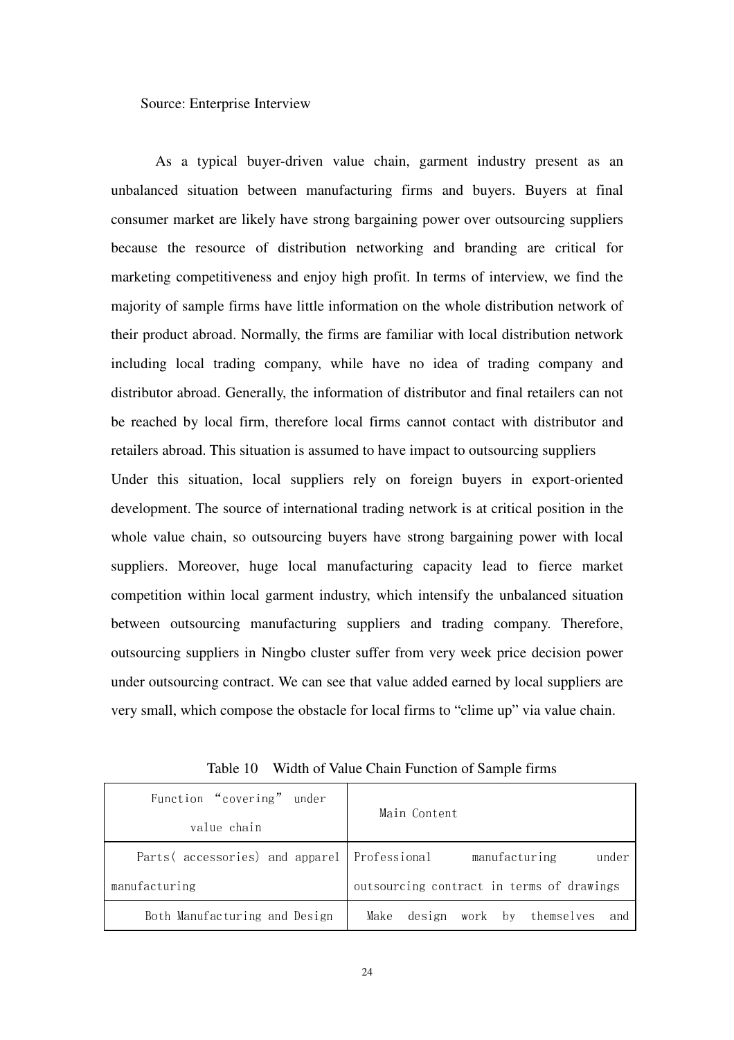Source: Enterprise Interview

As a typical buyer-driven value chain, garment industry present as an unbalanced situation between manufacturing firms and buyers. Buyers at final consumer market are likely have strong bargaining power over outsourcing suppliers because the resource of distribution networking and branding are critical for marketing competitiveness and enjoy high profit. In terms of interview, we find the majority of sample firms have little information on the whole distribution network of their product abroad. Normally, the firms are familiar with local distribution network including local trading company, while have no idea of trading company and distributor abroad. Generally, the information of distributor and final retailers can not be reached by local firm, therefore local firms cannot contact with distributor and retailers abroad. This situation is assumed to have impact to outsourcing suppliers

Under this situation, local suppliers rely on foreign buyers in export-oriented development. The source of international trading network is at critical position in the whole value chain, so outsourcing buyers have strong bargaining power with local suppliers. Moreover, huge local manufacturing capacity lead to fierce market competition within local garment industry, which intensify the unbalanced situation between outsourcing manufacturing suppliers and trading company. Therefore, outsourcing suppliers in Ningbo cluster suffer from very week price decision power under outsourcing contract. We can see that value added earned by local suppliers are very small, which compose the obstacle for local firms to "clime up" via value chain.

Table 10 Width of Value Chain Function of Sample firms

| Function "covering" under value chain | Main Content |
|---|---|
| Parts( accessories) and apparel manufacturing | Professional manufacturing under outsourcing contract in terms of drawings |
| Both Manufacturing and Design | Make design work by themselves and |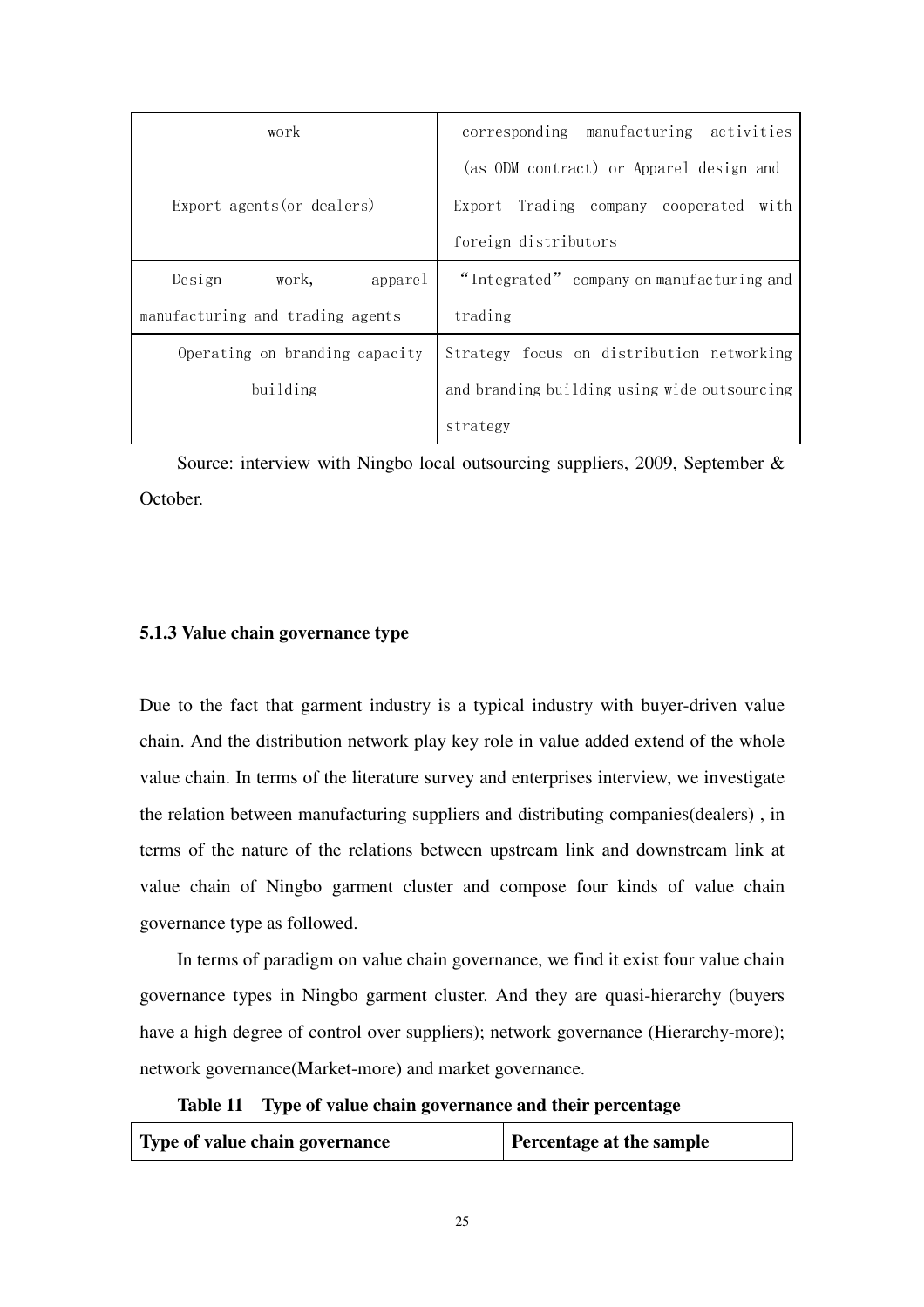| | |
|---|---|
| work | corresponding manufacturing activities (as ODM contract) or Apparel design and |
| Export agents(or dealers) | Export Trading company cooperated with foreign distributors |
| Design work, apparel manufacturing and trading agents | "Integrated" company on manufacturing and trading |
| Operating on branding capacity building | Strategy focus on distribution networking and branding building using wide outsourcing strategy |

Source: interview with Ningbo local outsourcing suppliers, 2009, September & October.

### 5.1.3 Value chain governance type

Due to the fact that garment industry is a typical industry with buyer-driven value chain. And the distribution network play key role in value added extend of the whole value chain. In terms of the literature survey and enterprises interview, we investigate the relation between manufacturing suppliers and distributing companies(dealers) , in terms of the nature of the relations between upstream link and downstream link at value chain of Ningbo garment cluster and compose four kinds of value chain governance type as followed.

In terms of paradigm on value chain governance, we find it exist four value chain governance types in Ningbo garment cluster. And they are quasi-hierarchy (buyers have a high degree of control over suppliers); network governance (Hierarchy-more); network governance(Market-more) and market governance.

**Table 11 Type of value chain governance and their percentage**

| Type of value chain governance | Percentage at the sample |
|---|---|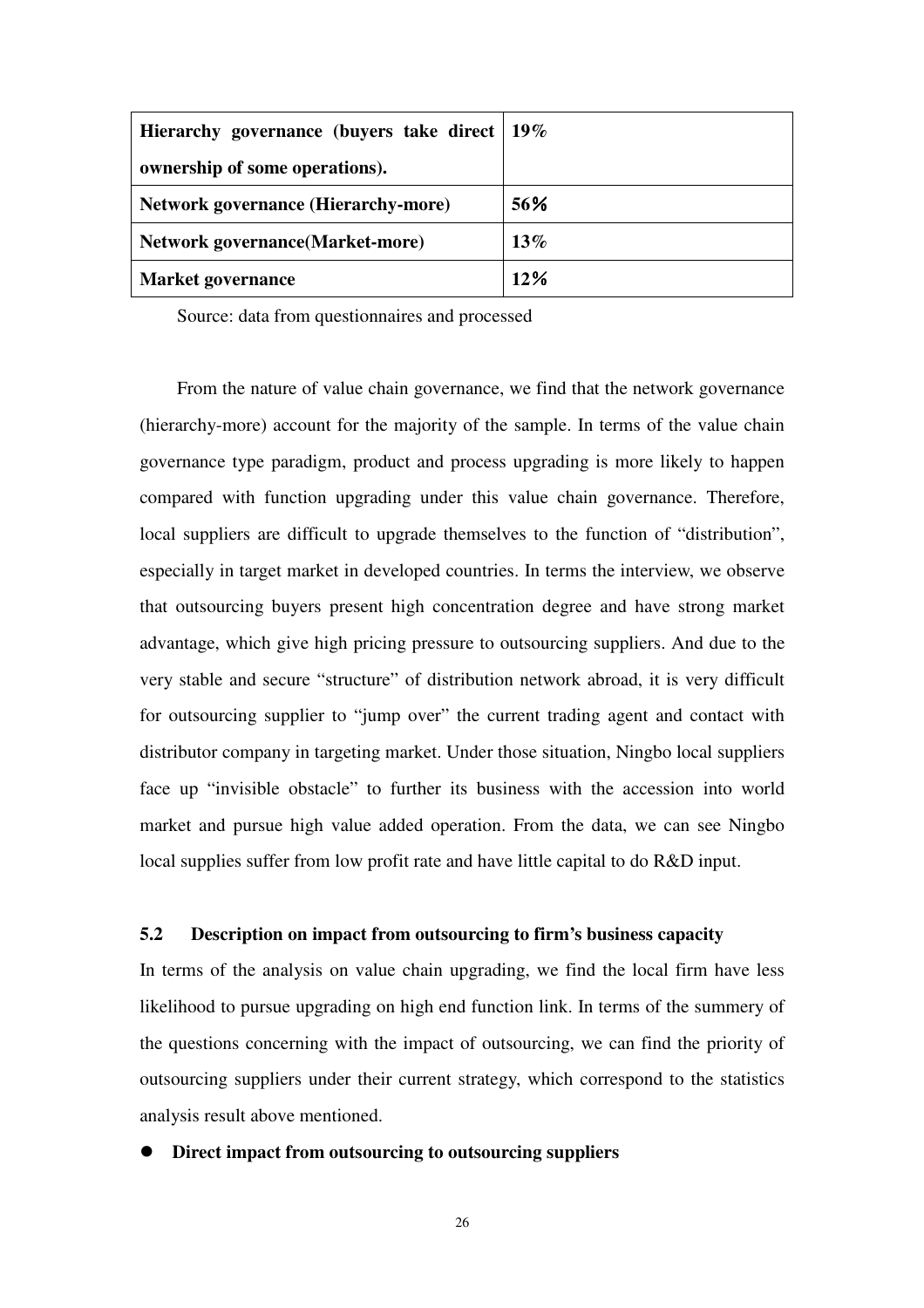| Hierarchy governance (buyers take direct ownership of some operations). | 19% |
|---|---|
| Network governance (Hierarchy-more) | 56% |
| Network governance(Market-more) | 13% |
| Market governance | 12% |

Source: data from questionnaires and processed

From the nature of value chain governance, we find that the network governance (hierarchy-more) account for the majority of the sample. In terms of the value chain governance type paradigm, product and process upgrading is more likely to happen compared with function upgrading under this value chain governance. Therefore, local suppliers are difficult to upgrade themselves to the function of "distribution", especially in target market in developed countries. In terms the interview, we observe that outsourcing buyers present high concentration degree and have strong market advantage, which give high pricing pressure to outsourcing suppliers. And due to the very stable and secure "structure" of distribution network abroad, it is very difficult for outsourcing supplier to "jump over" the current trading agent and contact with distributor company in targeting market. Under those situation, Ningbo local suppliers face up "invisible obstacle" to further its business with the accession into world market and pursue high value added operation. From the data, we can see Ningbo local supplies suffer from low profit rate and have little capital to do R&D input.

### 5.2 Description on impact from outsourcing to firm's business capacity

In terms of the analysis on value chain upgrading, we find the local firm have less likelihood to pursue upgrading on high end function link. In terms of the summery of the questions concerning with the impact of outsourcing, we can find the priority of outsourcing suppliers under their current strategy, which correspond to the statistics analysis result above mentioned.

- **Direct impact from outsourcing to outsourcing suppliers**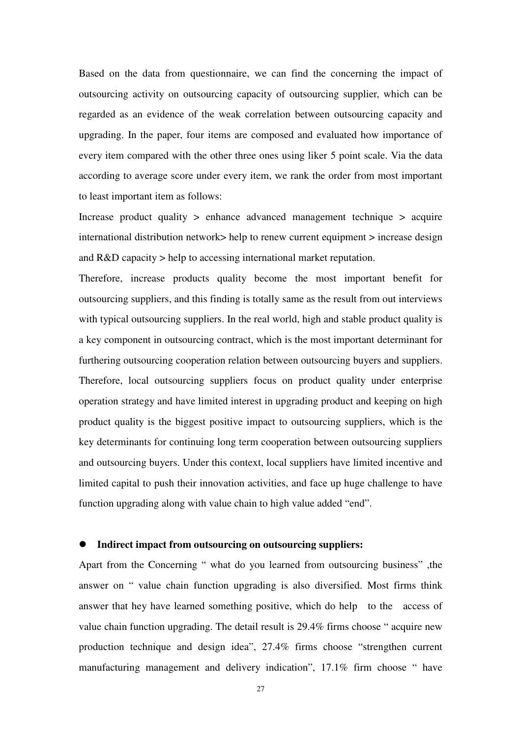Based on the data from questionnaire, we can find the concerning the impact of outsourcing activity on outsourcing capacity of outsourcing supplier, which can be regarded as an evidence of the weak correlation between outsourcing capacity and upgrading. In the paper, four items are composed and evaluated how importance of every item compared with the other three ones using liker 5 point scale. Via the data according to average score under every item, we rank the order from most important to least important item as follows:

Increase product quality > enhance advanced management technique > acquire international distribution network> help to renew current equipment > increase design and R&D capacity > help to accessing international market reputation.

Therefore, increase products quality become the most important benefit for outsourcing suppliers, and this finding is totally same as the result from out interviews with typical outsourcing suppliers. In the real world, high and stable product quality is a key component in outsourcing contract, which is the most important determinant for furthering outsourcing cooperation relation between outsourcing buyers and suppliers. Therefore, local outsourcing suppliers focus on product quality under enterprise operation strategy and have limited interest in upgrading product and keeping on high product quality is the biggest positive impact to outsourcing suppliers, which is the key determinants for continuing long term cooperation between outsourcing suppliers and outsourcing buyers. Under this context, local suppliers have limited incentive and limited capital to push their innovation activities, and face up huge challenge to have function upgrading along with value chain to high value added "end".

- **Indirect impact from outsourcing on outsourcing suppliers:**

Apart from the Concerning " what do you learned from outsourcing business" ,the answer on " value chain function upgrading is also diversified. Most firms think answer that hey have learned something positive, which do help to the access of value chain function upgrading. The detail result is 29.4% firms choose " acquire new production technique and design idea", 27.4% firms choose "strengthen current manufacturing management and delivery indication", 17.1% firm choose " have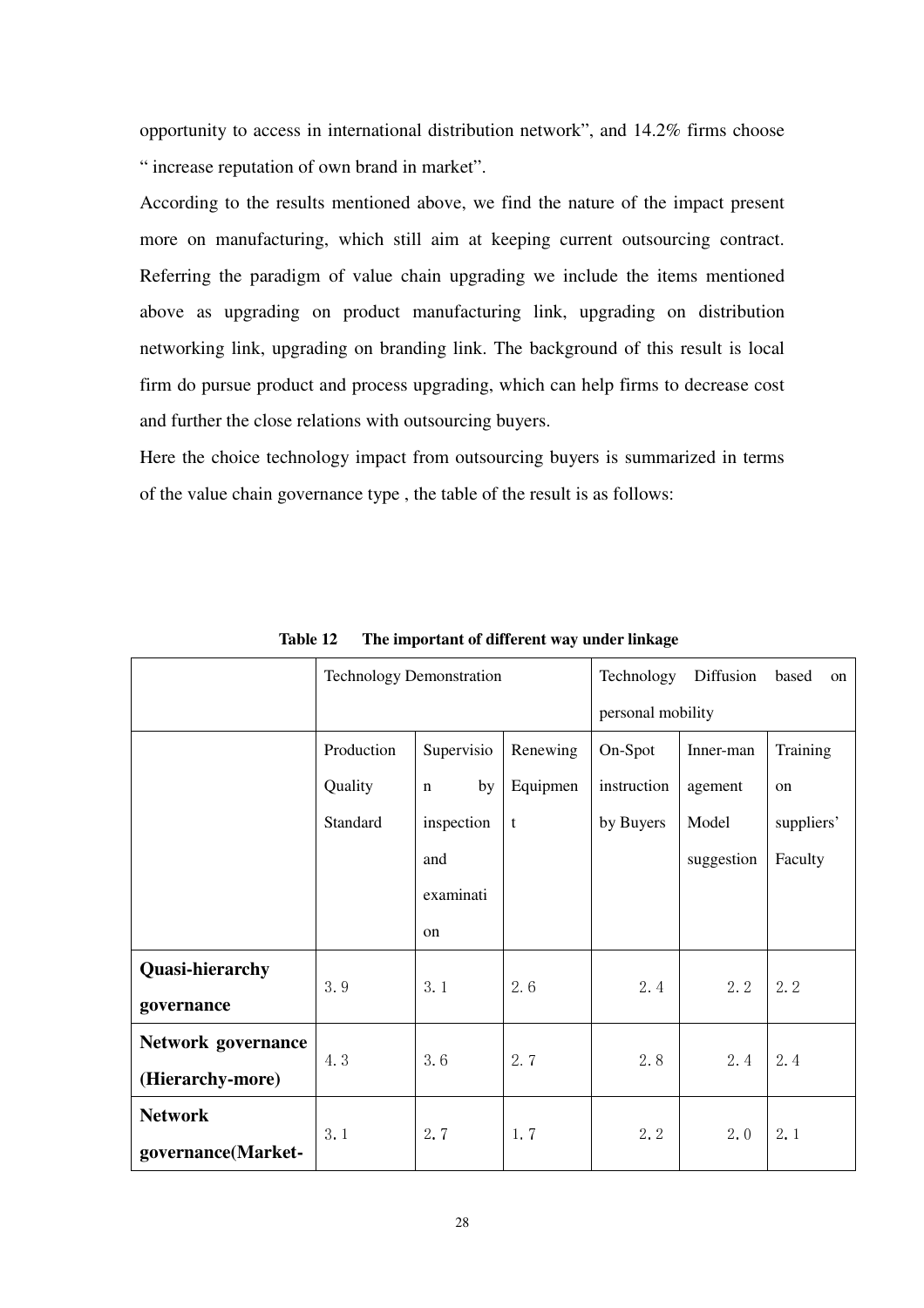opportunity to access in international distribution network", and 14.2% firms choose " increase reputation of own brand in market".

According to the results mentioned above, we find the nature of the impact present more on manufacturing, which still aim at keeping current outsourcing contract. Referring the paradigm of value chain upgrading we include the items mentioned above as upgrading on product manufacturing link, upgrading on distribution networking link, upgrading on branding link. The background of this result is local firm do pursue product and process upgrading, which can help firms to decrease cost and further the close relations with outsourcing buyers.

Here the choice technology impact from outsourcing buyers is summarized in terms of the value chain governance type , the table of the result is as follows:

**Table 12　The important of different way under linkage**

| | Technology Demonstration | | | Technology Diffusion based on personal mobility | | |
|---|---|---|---|---|---|---|
| | Production Quality Standard | Supervision by inspection and examination | Renewing Equipment | On-Spot instruction by Buyers | Inner-management Model suggestion | Training on suppliers' Faculty |
| **Quasi-hierarchy governance** | 3.9 | 3.1 | 2.6 | 2.4 | 2.2 | 2.2 |
| **Network governance (Hierarchy-more)** | 4.3 | 3.6 | 2.7 | 2.8 | 2.4 | 2.4 |
| **Network governance(Market-** | 3.1 | 2.7 | 1.7 | 2.2 | 2.0 | 2.1 |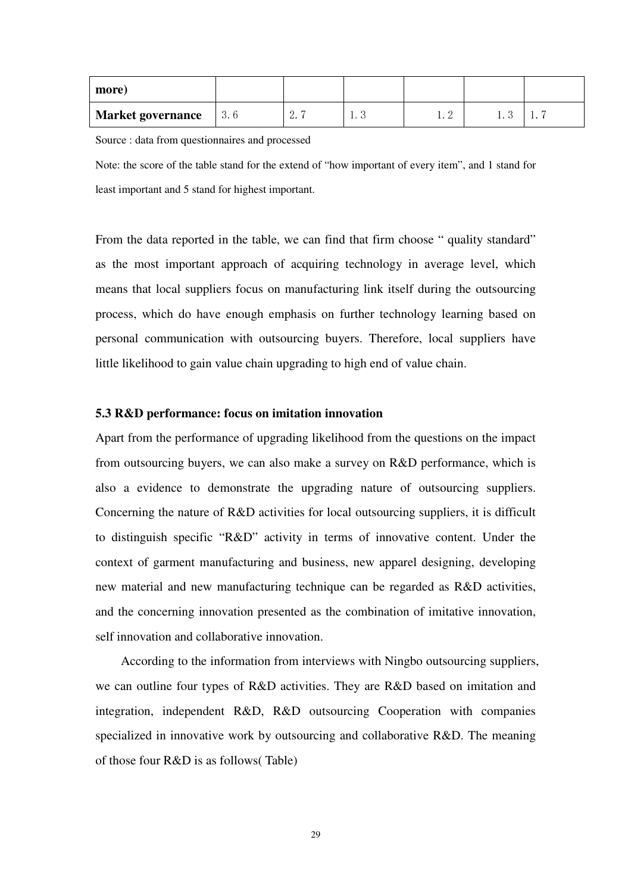| more) | | | | | | |
|---|---|---|---|---|---|---|
| **Market governance** | 3.6 | 2.7 | 1.3 | 1.2 | 1.3 | 1.7 |

Source : data from questionnaires and processed

Note: the score of the table stand for the extend of "how important of every item", and 1 stand for least important and 5 stand for highest important.

From the data reported in the table, we can find that firm choose " quality standard" as the most important approach of acquiring technology in average level, which means that local suppliers focus on manufacturing link itself during the outsourcing process, which do have enough emphasis on further technology learning based on personal communication with outsourcing buyers. Therefore, local suppliers have little likelihood to gain value chain upgrading to high end of value chain.

### 5.3 R&D performance: focus on imitation innovation

Apart from the performance of upgrading likelihood from the questions on the impact from outsourcing buyers, we can also make a survey on R&D performance, which is also a evidence to demonstrate the upgrading nature of outsourcing suppliers. Concerning the nature of R&D activities for local outsourcing suppliers, it is difficult to distinguish specific "R&D" activity in terms of innovative content. Under the context of garment manufacturing and business, new apparel designing, developing new material and new manufacturing technique can be regarded as R&D activities, and the concerning innovation presented as the combination of imitative innovation, self innovation and collaborative innovation.

According to the information from interviews with Ningbo outsourcing suppliers, we can outline four types of R&D activities. They are R&D based on imitation and integration, independent R&D, R&D outsourcing Cooperation with companies specialized in innovative work by outsourcing and collaborative R&D. The meaning of those four R&D is as follows( Table)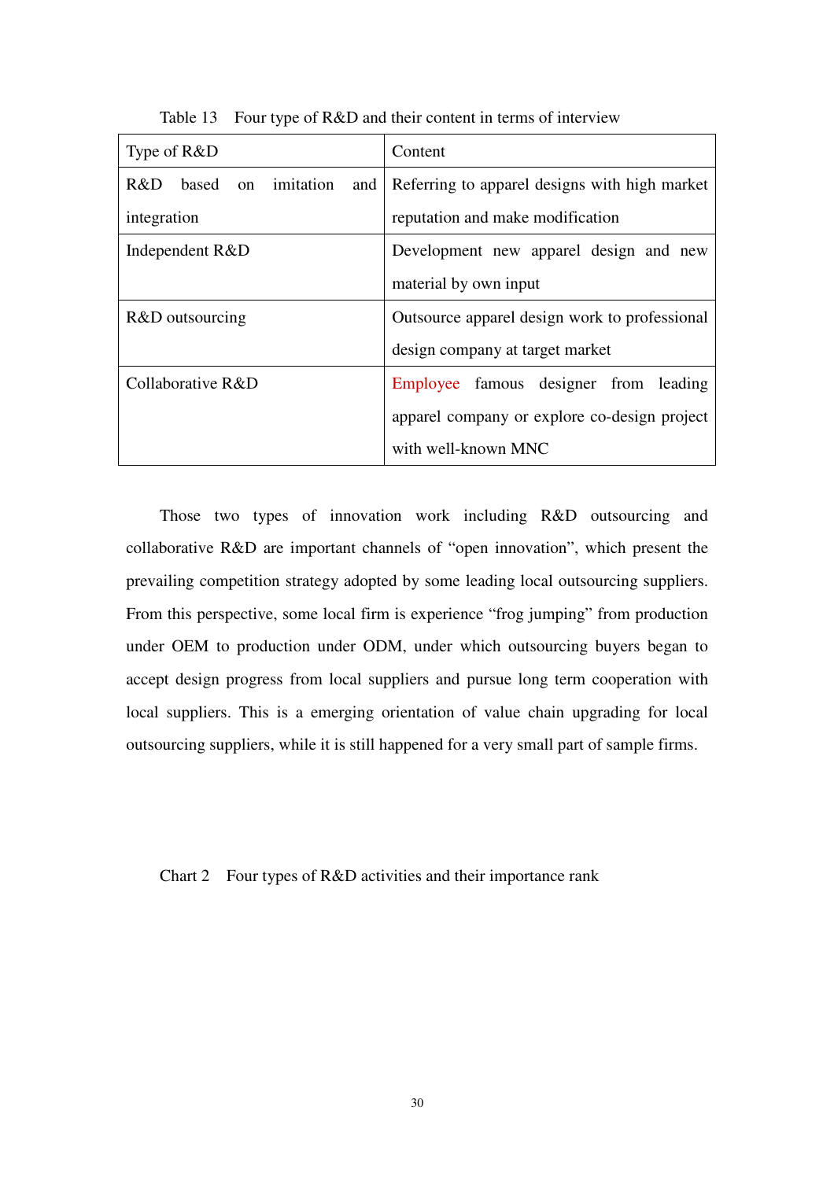Table 13 Four type of R&D and their content in terms of interview

| Type of R&D | Content |
| --- | --- |
| R&D based on imitation and integration | Referring to apparel designs with high market reputation and make modification |
| Independent R&D | Development new apparel design and new material by own input |
| R&D outsourcing | Outsource apparel design work to professional design company at target market |
| Collaborative R&D | Employee famous designer from leading apparel company or explore co-design project with well-known MNC |

Those two types of innovation work including R&D outsourcing and collaborative R&D are important channels of "open innovation", which present the prevailing competition strategy adopted by some leading local outsourcing suppliers. From this perspective, some local firm is experience "frog jumping" from production under OEM to production under ODM, under which outsourcing buyers began to accept design progress from local suppliers and pursue long term cooperation with local suppliers. This is a emerging orientation of value chain upgrading for local outsourcing suppliers, while it is still happened for a very small part of sample firms.

Chart 2 Four types of R&D activities and their importance rank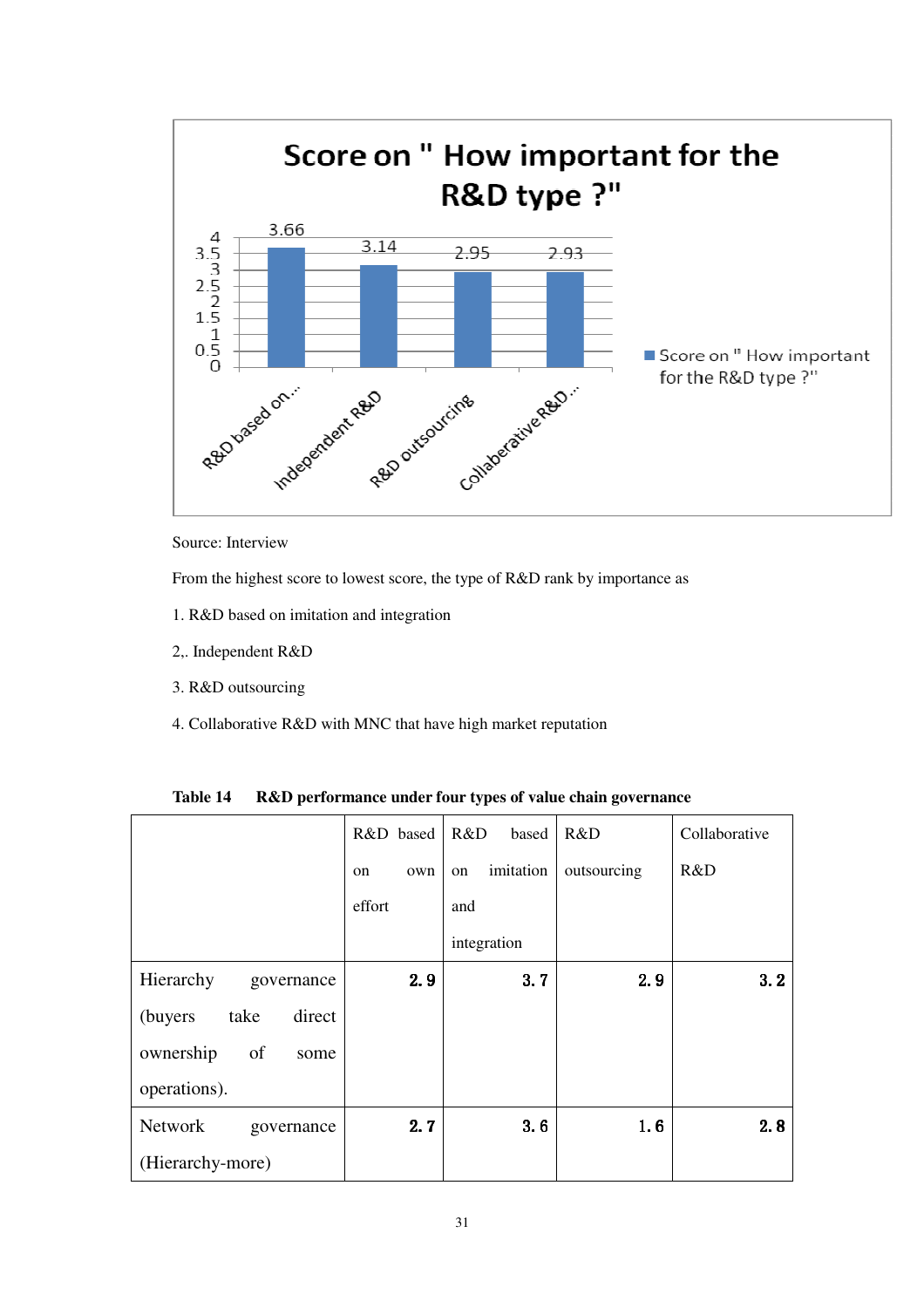Source: Interview

From the highest score to lowest score, the type of R&D rank by importance as

1. R&D based on imitation and integration

2,. Independent R&D

3. R&D outsourcing

4. Collaborative R&D with MNC that have high market reputation

**Table 14 R&D performance under four types of value chain governance**

| | R&D based on own effort | R&D based on imitation and integration | R&D outsourcing | Collaborative R&D |
|---|---|---|---|---|
| Hierarchy governance (buyers take direct ownership of some operations). | 2.9 | 3.7 | 2.9 | 3.2 |
| Network governance (Hierarchy-more) | 2.7 | 3.6 | 1.6 | 2.8 |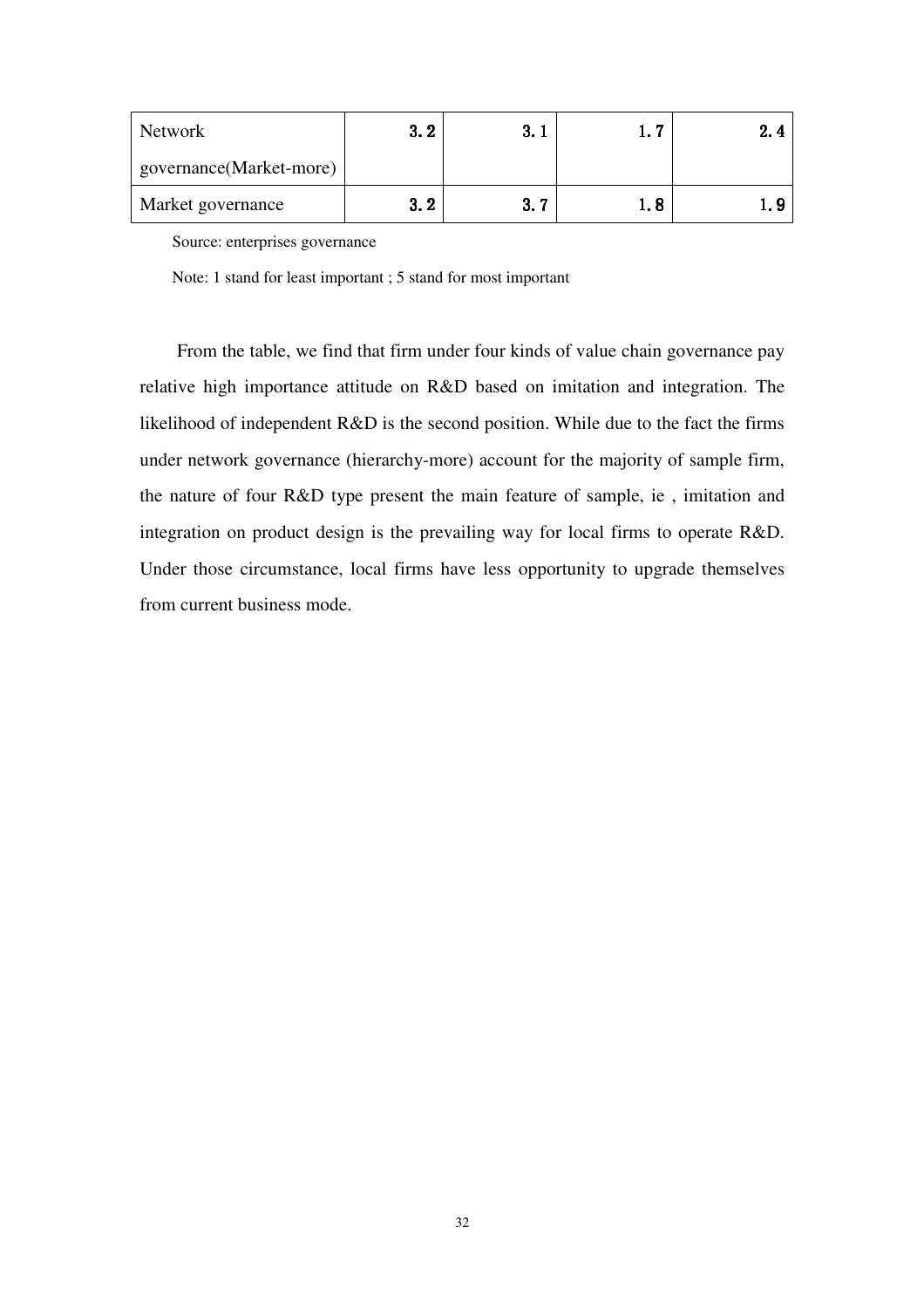| | | | | |
|---|---|---|---|---|
| Network governance(Market-more) | 3.2 | 3.1 | 1.7 | 2.4 |
| Market governance | 3.2 | 3.7 | 1.8 | 1.9 |

Source: enterprises governance

Note: 1 stand for least important ; 5 stand for most important

From the table, we find that firm under four kinds of value chain governance pay relative high importance attitude on R&D based on imitation and integration. The likelihood of independent R&D is the second position. While due to the fact the firms under network governance (hierarchy-more) account for the majority of sample firm, the nature of four R&D type present the main feature of sample, ie , imitation and integration on product design is the prevailing way for local firms to operate R&D. Under those circumstance, local firms have less opportunity to upgrade themselves from current business mode.